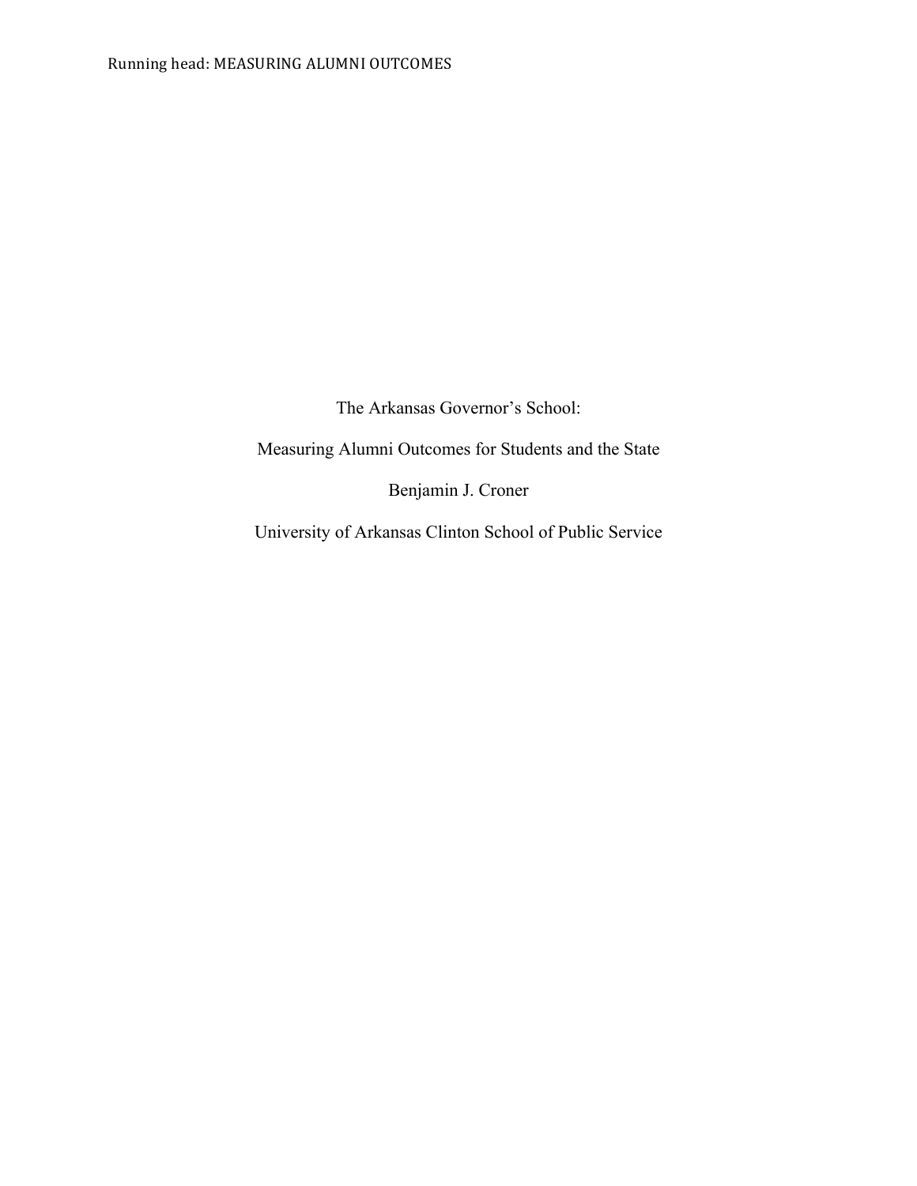# The Arkansas Governor's School:

## Measuring Alumni Outcomes for Students and the State

Benjamin J. Croner

University of Arkansas Clinton School of Public Service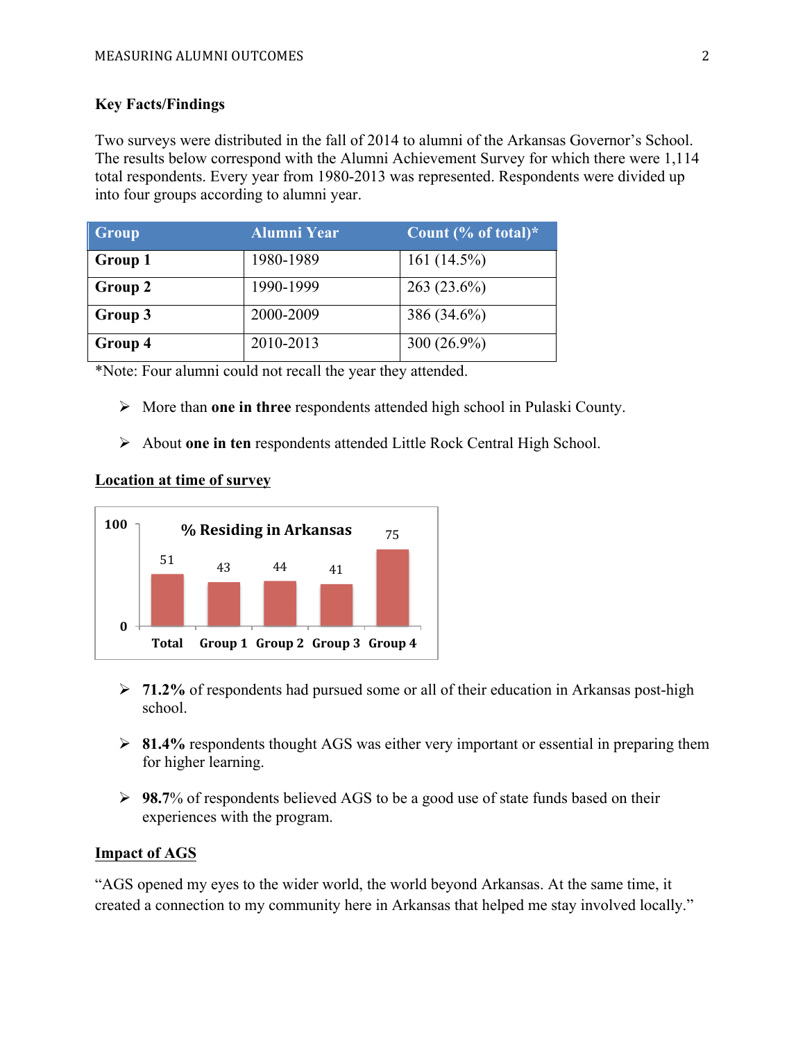**Key Facts/Findings**

Two surveys were distributed in the fall of 2014 to alumni of the Arkansas Governor's School. The results below correspond with the Alumni Achievement Survey for which there were 1,114 total respondents. Every year from 1980-2013 was represented. Respondents were divided up into four groups according to alumni year.

| Group | Alumni Year | Count (% of total)* |
|---|---|---|
| **Group 1** | 1980-1989 | 161 (14.5%) |
| **Group 2** | 1990-1999 | 263 (23.6%) |
| **Group 3** | 2000-2009 | 386 (34.6%) |
| **Group 4** | 2010-2013 | 300 (26.9%) |

*Note: Four alumni could not recall the year they attended.

- More than **one in three** respondents attended high school in Pulaski County.
- About **one in ten** respondents attended Little Rock Central High School.

**Location at time of survey**

**% Residing in Arkansas**

| Total | Group 1 | Group 2 | Group 3 | Group 4 |
|---|---|---|---|---|
| 51 | 43 | 44 | 41 | 75 |

- **71.2%** of respondents had pursued some or all of their education in Arkansas post-high school.
- **81.4%** respondents thought AGS was either very important or essential in preparing them for higher learning.
- **98.7**% of respondents believed AGS to be a good use of state funds based on their experiences with the program.

**Impact of AGS**

"AGS opened my eyes to the wider world, the world beyond Arkansas. At the same time, it created a connection to my community here in Arkansas that helped me stay involved locally."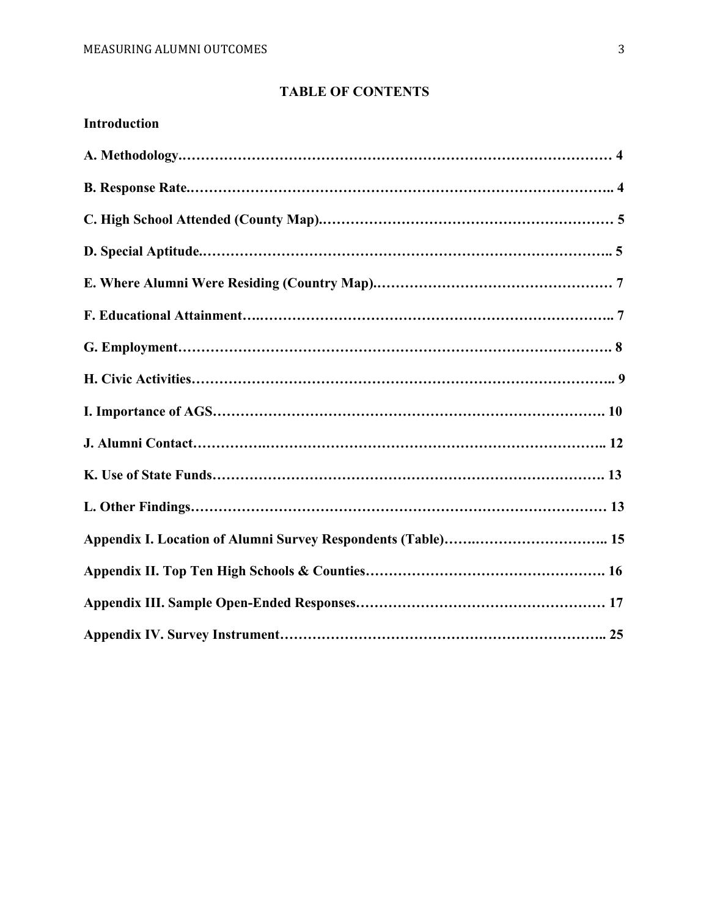# TABLE OF CONTENTS

**Introduction**

**A. Methodology.……………………………………………………………………………… 4**

**B. Response Rate.…………………………………………………………………………….. 4**

**C. High School Attended (County Map).………………………………………………… 5**

**D. Special Aptitude.………………………………………………………………………….. 5**

**E. Where Alumni Were Residing (Country Map).…………………………………………… 7**

**F. Educational Attainment…..…………………………………………………………….. 7**

**G. Employment………………………………………………………………………………. 8**

**H. Civic Activities…………………………………………………………………………….. 9**

**I. Importance of AGS…………………………………………………………………………. 10**

**J. Alumni Contact……………….……………………………………………………………….. 12**

**K. Use of State Funds………………………………………………………………………. 13**

**L. Other Findings…………………………………………………………………………… 13**

**Appendix I. Location of Alumni Survey Respondents (Table)…….………………………….. 15**

**Appendix II. Top Ten High Schools & Counties……………………………………………. 16**

**Appendix III. Sample Open-Ended Responses……………………………………………… 17**

**Appendix IV. Survey Instrument……………………………………………………………….. 25**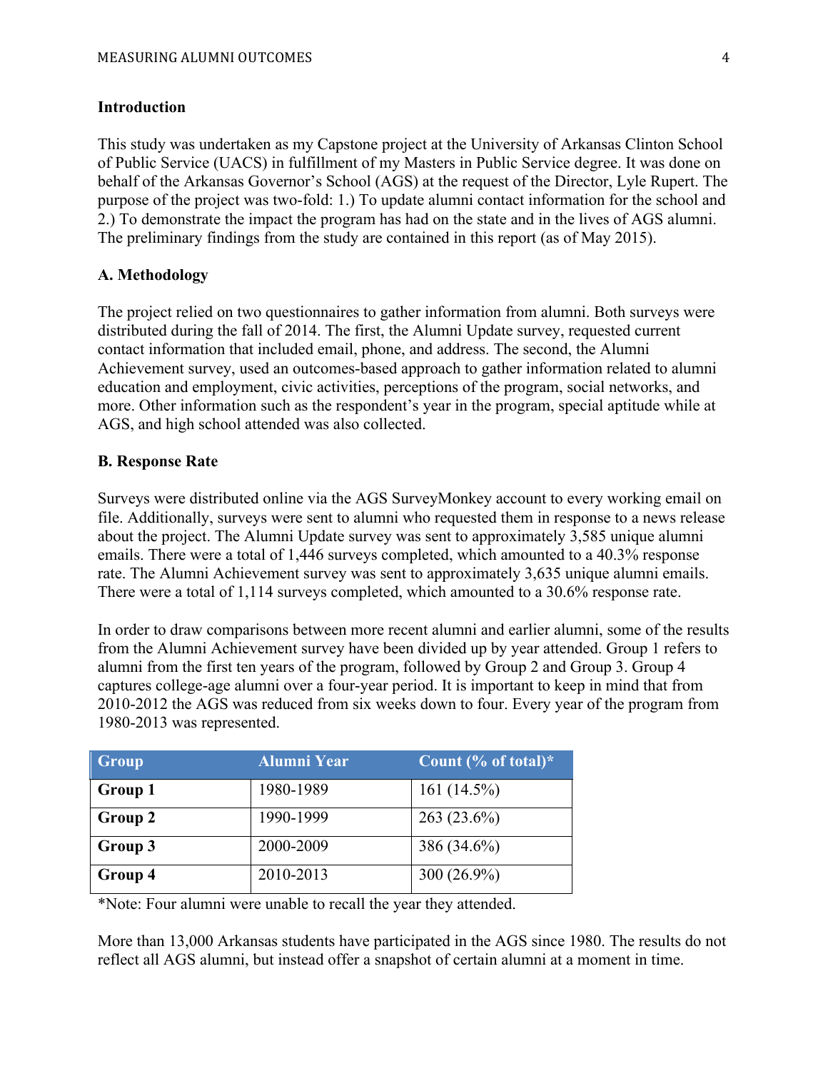## Introduction

This study was undertaken as my Capstone project at the University of Arkansas Clinton School of Public Service (UACS) in fulfillment of my Masters in Public Service degree. It was done on behalf of the Arkansas Governor's School (AGS) at the request of the Director, Lyle Rupert. The purpose of the project was two-fold: 1.) To update alumni contact information for the school and 2.) To demonstrate the impact the program has had on the state and in the lives of AGS alumni. The preliminary findings from the study are contained in this report (as of May 2015).

## A. Methodology

The project relied on two questionnaires to gather information from alumni. Both surveys were distributed during the fall of 2014. The first, the Alumni Update survey, requested current contact information that included email, phone, and address. The second, the Alumni Achievement survey, used an outcomes-based approach to gather information related to alumni education and employment, civic activities, perceptions of the program, social networks, and more. Other information such as the respondent's year in the program, special aptitude while at AGS, and high school attended was also collected.

## B. Response Rate

Surveys were distributed online via the AGS SurveyMonkey account to every working email on file. Additionally, surveys were sent to alumni who requested them in response to a news release about the project. The Alumni Update survey was sent to approximately 3,585 unique alumni emails. There were a total of 1,446 surveys completed, which amounted to a 40.3% response rate. The Alumni Achievement survey was sent to approximately 3,635 unique alumni emails. There were a total of 1,114 surveys completed, which amounted to a 30.6% response rate.

In order to draw comparisons between more recent alumni and earlier alumni, some of the results from the Alumni Achievement survey have been divided up by year attended. Group 1 refers to alumni from the first ten years of the program, followed by Group 2 and Group 3. Group 4 captures college-age alumni over a four-year period. It is important to keep in mind that from 2010-2012 the AGS was reduced from six weeks down to four. Every year of the program from 1980-2013 was represented.

| Group | Alumni Year | Count (% of total)* |
|---|---|---|
| **Group 1** | 1980-1989 | 161 (14.5%) |
| **Group 2** | 1990-1999 | 263 (23.6%) |
| **Group 3** | 2000-2009 | 386 (34.6%) |
| **Group 4** | 2010-2013 | 300 (26.9%) |

*Note: Four alumni were unable to recall the year they attended.

More than 13,000 Arkansas students have participated in the AGS since 1980. The results do not reflect all AGS alumni, but instead offer a snapshot of certain alumni at a moment in time.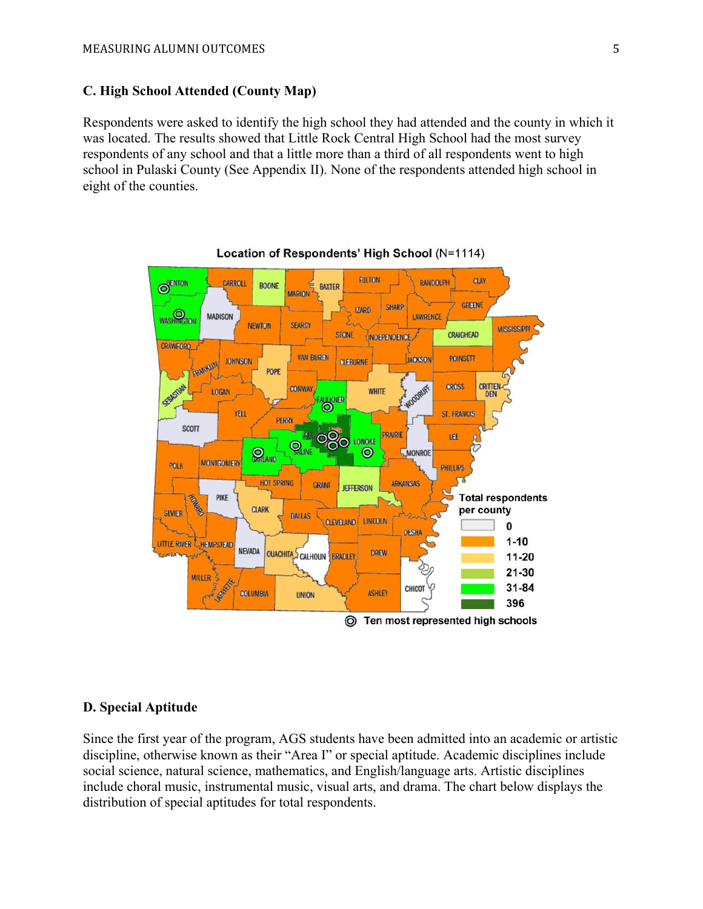### C. High School Attended (County Map)

Respondents were asked to identify the high school they had attended and the county in which it was located. The results showed that Little Rock Central High School had the most survey respondents of any school and that a little more than a third of all respondents went to high school in Pulaski County (See Appendix II). None of the respondents attended high school in eight of the counties.

**Location of Respondents' High School** (N=1114)

### D. Special Aptitude

Since the first year of the program, AGS students have been admitted into an academic or artistic discipline, otherwise known as their "Area I" or special aptitude. Academic disciplines include social science, natural science, mathematics, and English/language arts. Artistic disciplines include choral music, instrumental music, visual arts, and drama. The chart below displays the distribution of special aptitudes for total respondents.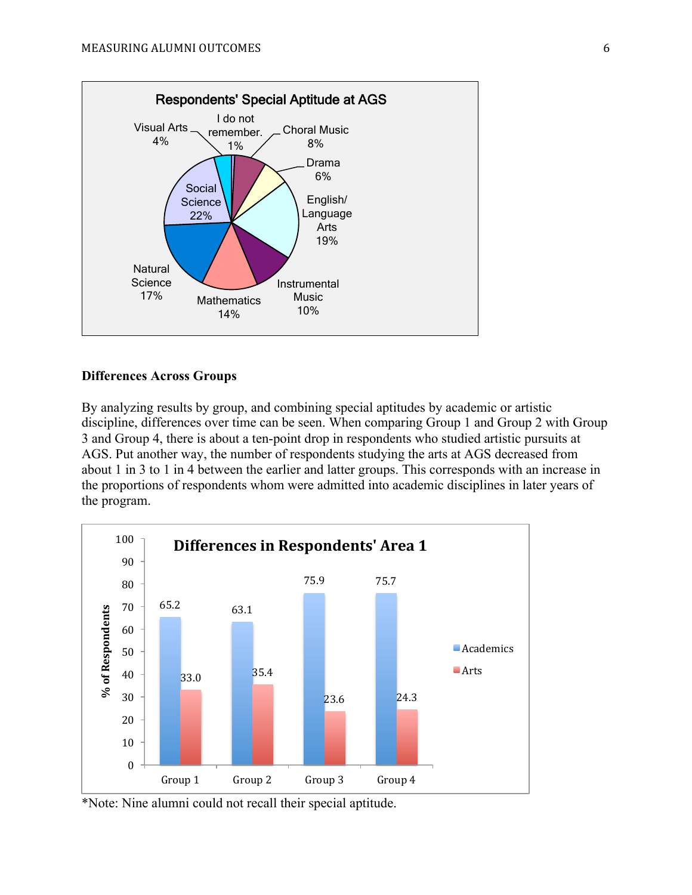Respondents' Special Aptitude at AGS

| Special Aptitude | % |
|---|---|
| I do not remember. | 1% |
| Choral Music | 8% |
| Drama | 6% |
| English/ Language Arts | 19% |
| Instrumental Music | 10% |
| Mathematics | 14% |
| Natural Science | 17% |
| Social Science | 22% |
| Visual Arts | 4% |

**Differences Across Groups**

By analyzing results by group, and combining special aptitudes by academic or artistic discipline, differences over time can be seen. When comparing Group 1 and Group 2 with Group 3 and Group 4, there is about a ten-point drop in respondents who studied artistic pursuits at AGS. Put another way, the number of respondents studying the arts at AGS decreased from about 1 in 3 to 1 in 4 between the earlier and latter groups. This corresponds with an increase in the proportions of respondents whom were admitted into academic disciplines in later years of the program.

Differences in Respondents' Area 1

| % of Respondents | Group 1 | Group 2 | Group 3 | Group 4 |
|---|---|---|---|---|
| Academics | 65.2 | 63.1 | 75.9 | 75.7 |
| Arts | 33.0 | 35.4 | 23.6 | 24.3 |

*Note: Nine alumni could not recall their special aptitude.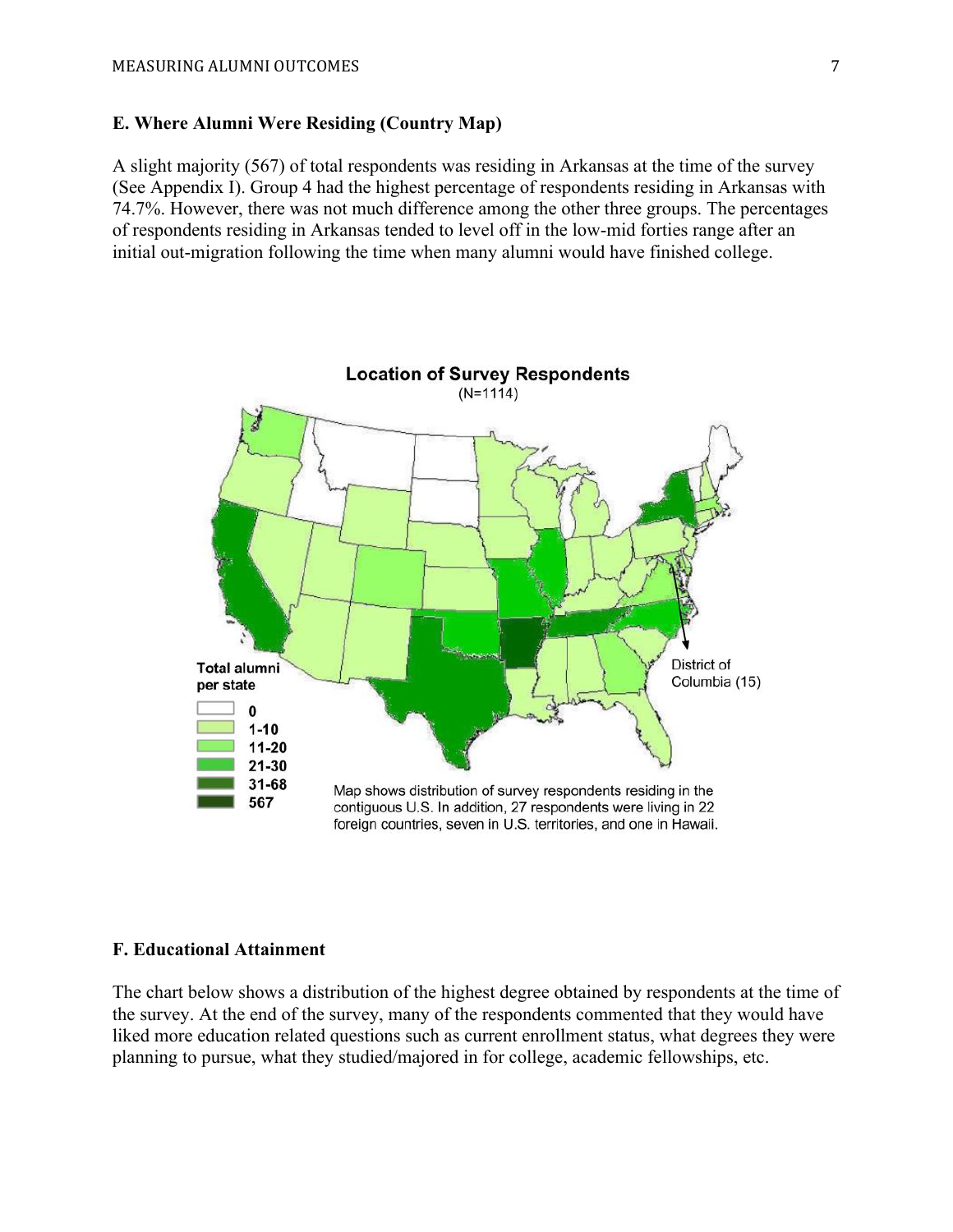### E. Where Alumni Were Residing (Country Map)

A slight majority (567) of total respondents was residing in Arkansas at the time of the survey (See Appendix I). Group 4 had the highest percentage of respondents residing in Arkansas with 74.7%. However, there was not much difference among the other three groups. The percentages of respondents residing in Arkansas tended to level off in the low-mid forties range after an initial out-migration following the time when many alumni would have finished college.

**Location of Survey Respondents**
(N=1114)

Total alumni per state

- 0
- 1-10
- 11-20
- 21-30
- 31-68
- 567

District of Columbia (15)

Map shows distribution of survey respondents residing in the contiguous U.S. In addition, 27 respondents were living in 22 foreign countries, seven in U.S. territories, and one in Hawaii.

### F. Educational Attainment

The chart below shows a distribution of the highest degree obtained by respondents at the time of the survey. At the end of the survey, many of the respondents commented that they would have liked more education related questions such as current enrollment status, what degrees they were planning to pursue, what they studied/majored in for college, academic fellowships, etc.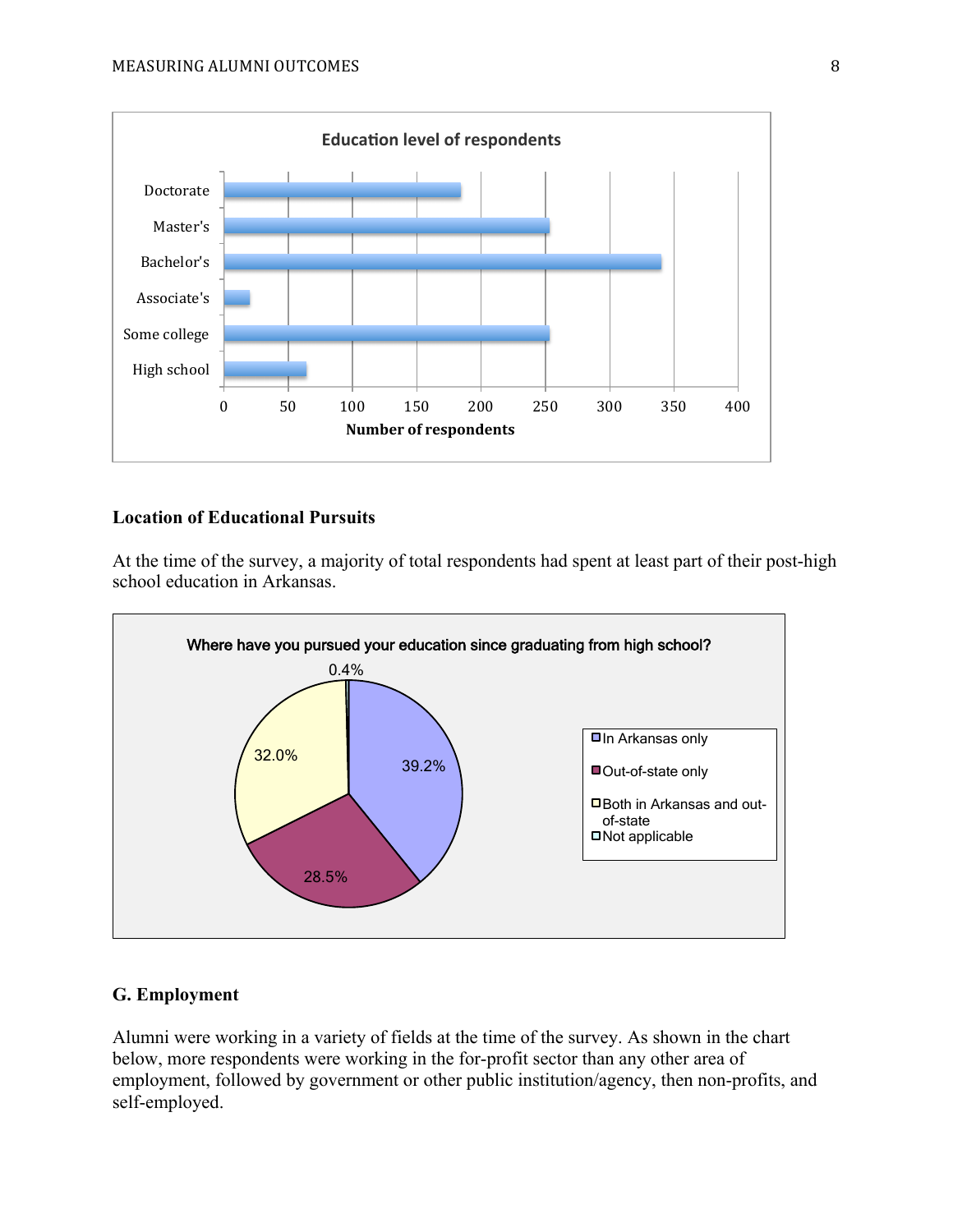**Education level of respondents**

| Education level | Number of respondents |
| --- | --- |
| Doctorate | ~185 |
| Master's | ~254 |
| Bachelor's | ~341 |
| Associate's | ~20 |
| Some college | ~254 |
| High school | ~64 |

### Location of Educational Pursuits

At the time of the survey, a majority of total respondents had spent at least part of their post-high school education in Arkansas.

**Where have you pursued your education since graduating from high school?**

| Location | Percent |
| --- | --- |
| In Arkansas only | 39.2% |
| Out-of-state only | 28.5% |
| Both in Arkansas and out-of-state | 32.0% |
| Not applicable | 0.4% |

### G. Employment

Alumni were working in a variety of fields at the time of the survey. As shown in the chart below, more respondents were working in the for-profit sector than any other area of employment, followed by government or other public institution/agency, then non-profits, and self-employed.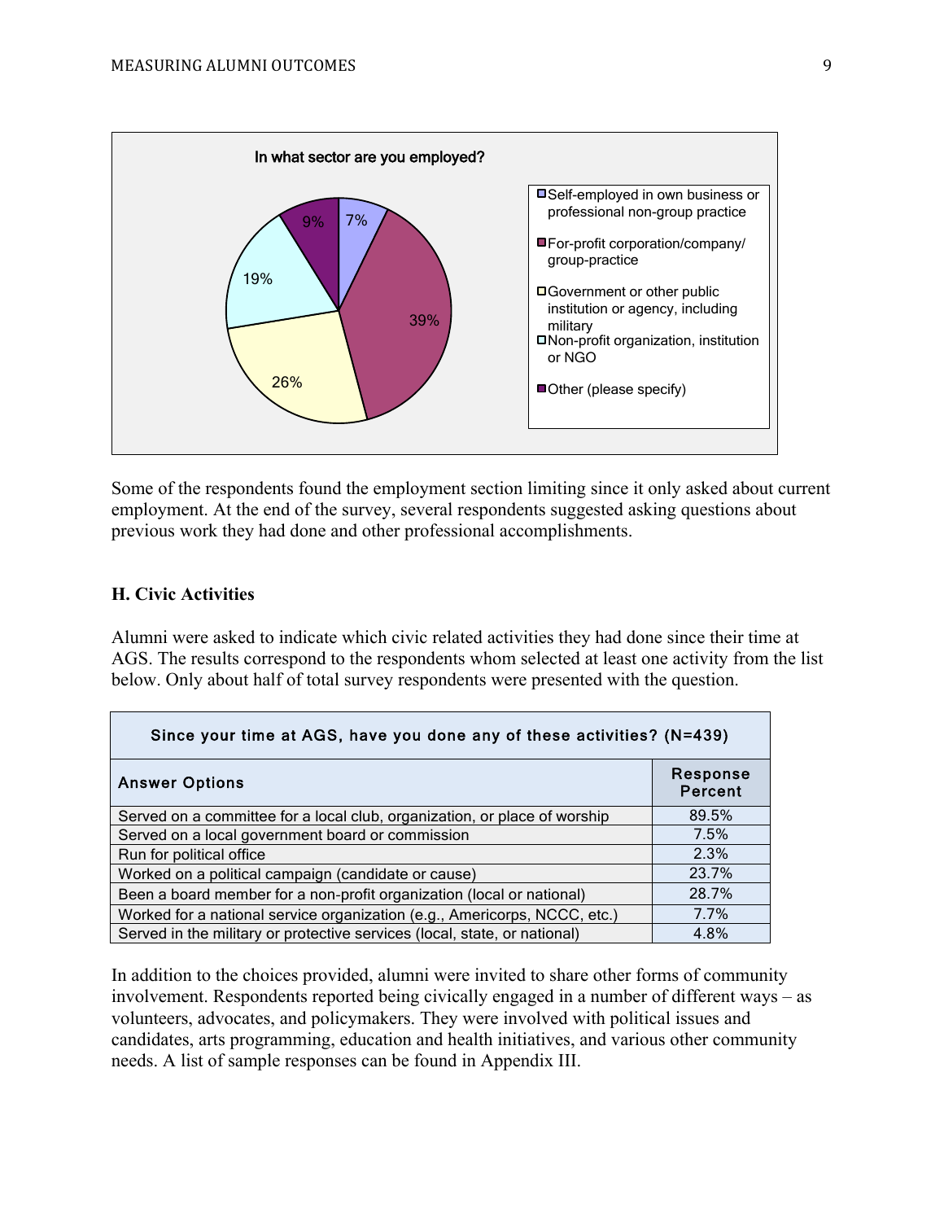In what sector are you employed?

| Sector | Percent |
|---|---|
| Self-employed in own business or professional non-group practice | 7% |
| For-profit corporation/company/ group-practice | 39% |
| Government or other public institution or agency, including military | 26% |
| Non-profit organization, institution or NGO | 19% |
| Other (please specify) | 9% |

Some of the respondents found the employment section limiting since it only asked about current employment. At the end of the survey, several respondents suggested asking questions about previous work they had done and other professional accomplishments.

### H. Civic Activities

Alumni were asked to indicate which civic related activities they had done since their time at AGS. The results correspond to the respondents whom selected at least one activity from the list below. Only about half of total survey respondents were presented with the question.

| Since your time at AGS, have you done any of these activities? (N=439) | |
|---|---|
| **Answer Options** | **Response Percent** |
| Served on a committee for a local club, organization, or place of worship | 89.5% |
| Served on a local government board or commission | 7.5% |
| Run for political office | 2.3% |
| Worked on a political campaign (candidate or cause) | 23.7% |
| Been a board member for a non-profit organization (local or national) | 28.7% |
| Worked for a national service organization (e.g., Americorps, NCCC, etc.) | 7.7% |
| Served in the military or protective services (local, state, or national) | 4.8% |

In addition to the choices provided, alumni were invited to share other forms of community involvement. Respondents reported being civically engaged in a number of different ways – as volunteers, advocates, and policymakers. They were involved with political issues and candidates, arts programming, education and health initiatives, and various other community needs. A list of sample responses can be found in Appendix III.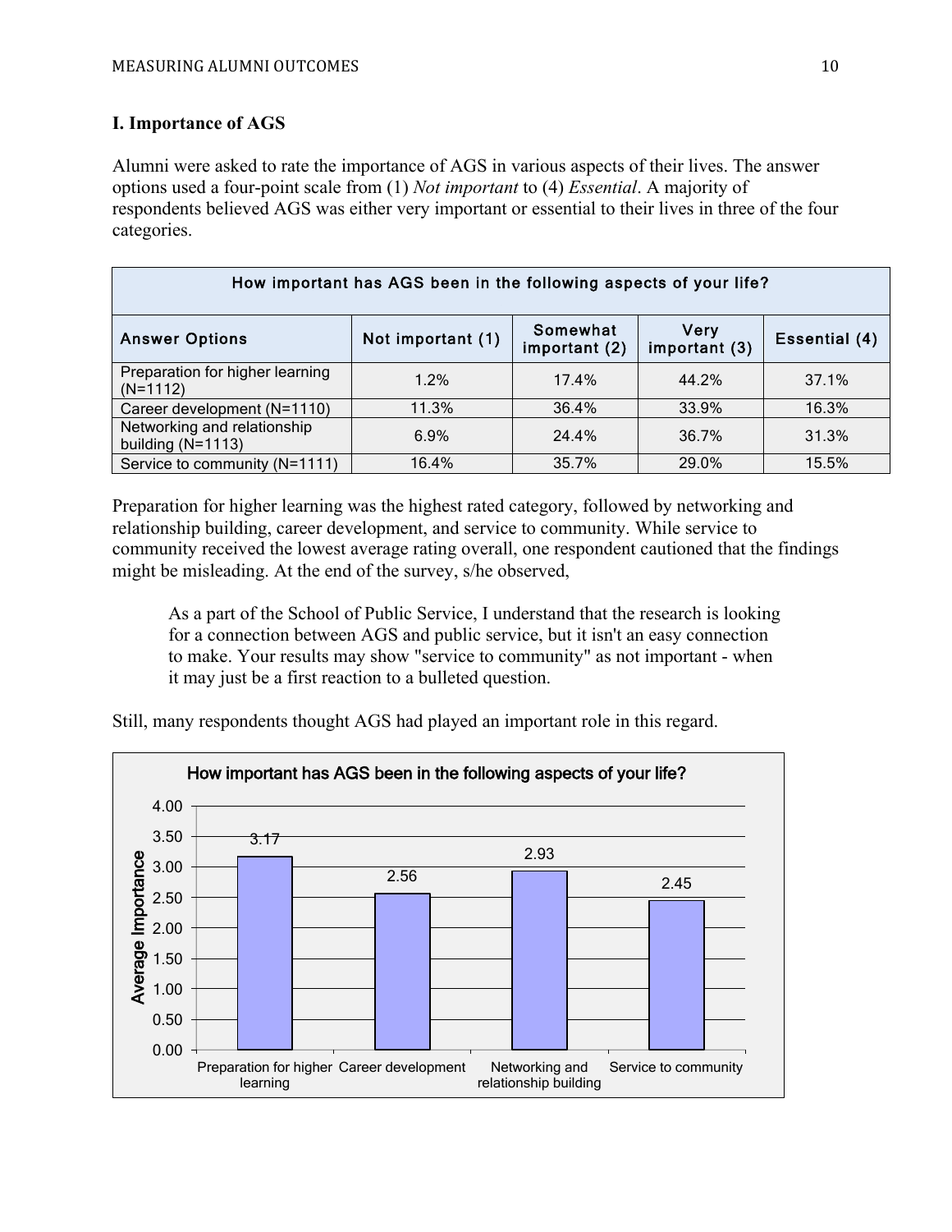### I. Importance of AGS

Alumni were asked to rate the importance of AGS in various aspects of their lives. The answer options used a four-point scale from (1) *Not important* to (4) *Essential*. A majority of respondents believed AGS was either very important or essential to their lives in three of the four categories.

| How important has AGS been in the following aspects of your life? | | | | |
|---|---|---|---|---|
| **Answer Options** | **Not important (1)** | **Somewhat important (2)** | **Very important (3)** | **Essential (4)** |
| Preparation for higher learning (N=1112) | 1.2% | 17.4% | 44.2% | 37.1% |
| Career development (N=1110) | 11.3% | 36.4% | 33.9% | 16.3% |
| Networking and relationship building (N=1113) | 6.9% | 24.4% | 36.7% | 31.3% |
| Service to community (N=1111) | 16.4% | 35.7% | 29.0% | 15.5% |

Preparation for higher learning was the highest rated category, followed by networking and relationship building, career development, and service to community. While service to community received the lowest average rating overall, one respondent cautioned that the findings might be misleading. At the end of the survey, s/he observed,

> As a part of the School of Public Service, I understand that the research is looking for a connection between AGS and public service, but it isn't an easy connection to make. Your results may show "service to community" as not important - when it may just be a first reaction to a bulleted question.

Still, many respondents thought AGS had played an important role in this regard.

**How important has AGS been in the following aspects of your life?**

| Aspect | Average Importance |
|---|---|
| Preparation for higher learning | 3.17 |
| Career development | 2.56 |
| Networking and relationship building | 2.93 |
| Service to community | 2.45 |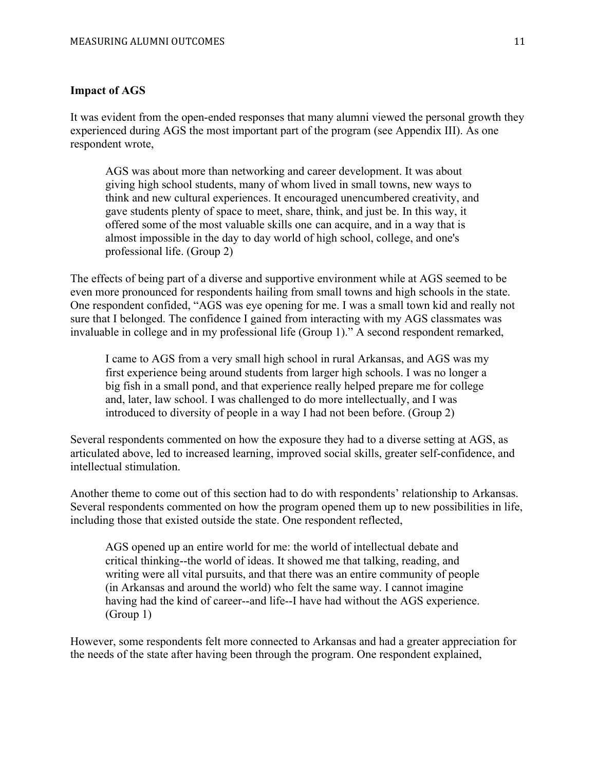**Impact of AGS**

It was evident from the open-ended responses that many alumni viewed the personal growth they experienced during AGS the most important part of the program (see Appendix III). As one respondent wrote,

> AGS was about more than networking and career development. It was about giving high school students, many of whom lived in small towns, new ways to think and new cultural experiences. It encouraged unencumbered creativity, and gave students plenty of space to meet, share, think, and just be. In this way, it offered some of the most valuable skills one can acquire, and in a way that is almost impossible in the day to day world of high school, college, and one's professional life. (Group 2)

The effects of being part of a diverse and supportive environment while at AGS seemed to be even more pronounced for respondents hailing from small towns and high schools in the state. One respondent confided, "AGS was eye opening for me. I was a small town kid and really not sure that I belonged. The confidence I gained from interacting with my AGS classmates was invaluable in college and in my professional life (Group 1)." A second respondent remarked,

> I came to AGS from a very small high school in rural Arkansas, and AGS was my first experience being around students from larger high schools. I was no longer a big fish in a small pond, and that experience really helped prepare me for college and, later, law school. I was challenged to do more intellectually, and I was introduced to diversity of people in a way I had not been before. (Group 2)

Several respondents commented on how the exposure they had to a diverse setting at AGS, as articulated above, led to increased learning, improved social skills, greater self-confidence, and intellectual stimulation.

Another theme to come out of this section had to do with respondents' relationship to Arkansas. Several respondents commented on how the program opened them up to new possibilities in life, including those that existed outside the state. One respondent reflected,

> AGS opened up an entire world for me: the world of intellectual debate and critical thinking--the world of ideas. It showed me that talking, reading, and writing were all vital pursuits, and that there was an entire community of people (in Arkansas and around the world) who felt the same way. I cannot imagine having had the kind of career--and life--I have had without the AGS experience. (Group 1)

However, some respondents felt more connected to Arkansas and had a greater appreciation for the needs of the state after having been through the program. One respondent explained,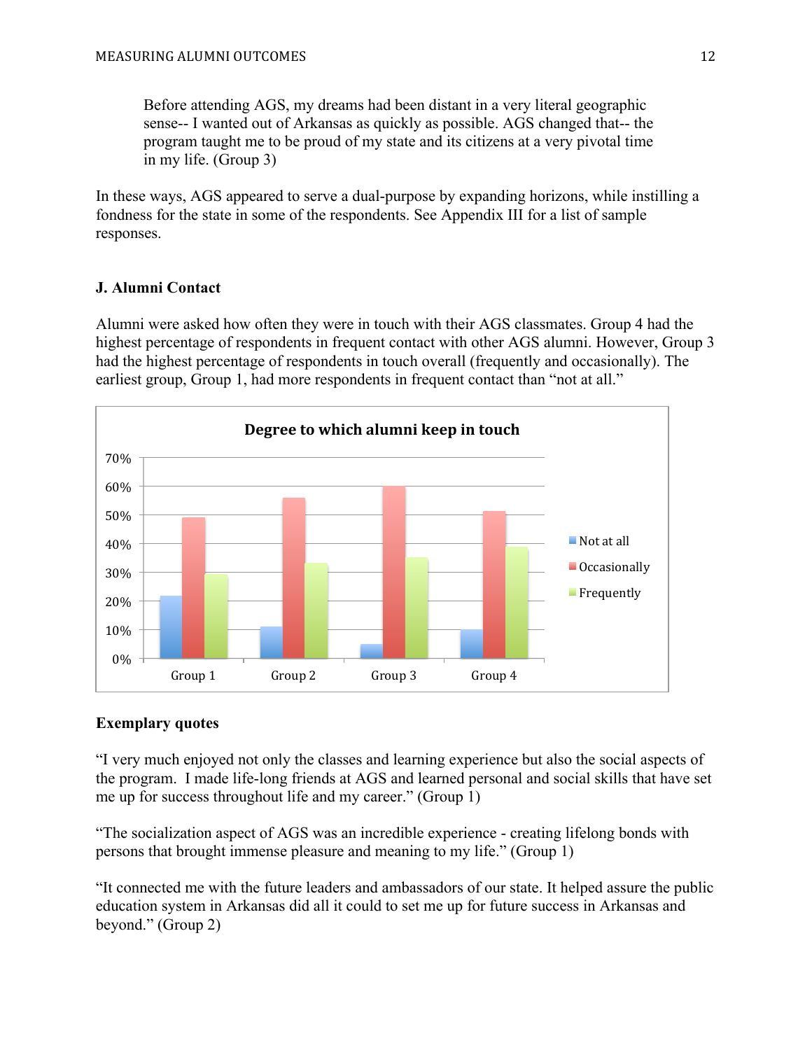> Before attending AGS, my dreams had been distant in a very literal geographic sense-- I wanted out of Arkansas as quickly as possible. AGS changed that-- the program taught me to be proud of my state and its citizens at a very pivotal time in my life. (Group 3)

In these ways, AGS appeared to serve a dual-purpose by expanding horizons, while instilling a fondness for the state in some of the respondents. See Appendix III for a list of sample responses.

**J. Alumni Contact**

Alumni were asked how often they were in touch with their AGS classmates. Group 4 had the highest percentage of respondents in frequent contact with other AGS alumni. However, Group 3 had the highest percentage of respondents in touch overall (frequently and occasionally). The earliest group, Group 1, had more respondents in frequent contact than "not at all."

**Degree to which alumni keep in touch**

| | Not at all | Occasionally | Frequently |
|---|---|---|---|
| Group 1 | ~22% | ~49% | ~29% |
| Group 2 | ~11% | ~56% | ~33% |
| Group 3 | ~5% | ~60% | ~35% |
| Group 4 | ~10% | ~51% | ~39% |

**Exemplary quotes**

"I very much enjoyed not only the classes and learning experience but also the social aspects of the program. I made life-long friends at AGS and learned personal and social skills that have set me up for success throughout life and my career." (Group 1)

"The socialization aspect of AGS was an incredible experience - creating lifelong bonds with persons that brought immense pleasure and meaning to my life." (Group 1)

"It connected me with the future leaders and ambassadors of our state. It helped assure the public education system in Arkansas did all it could to set me up for future success in Arkansas and beyond." (Group 2)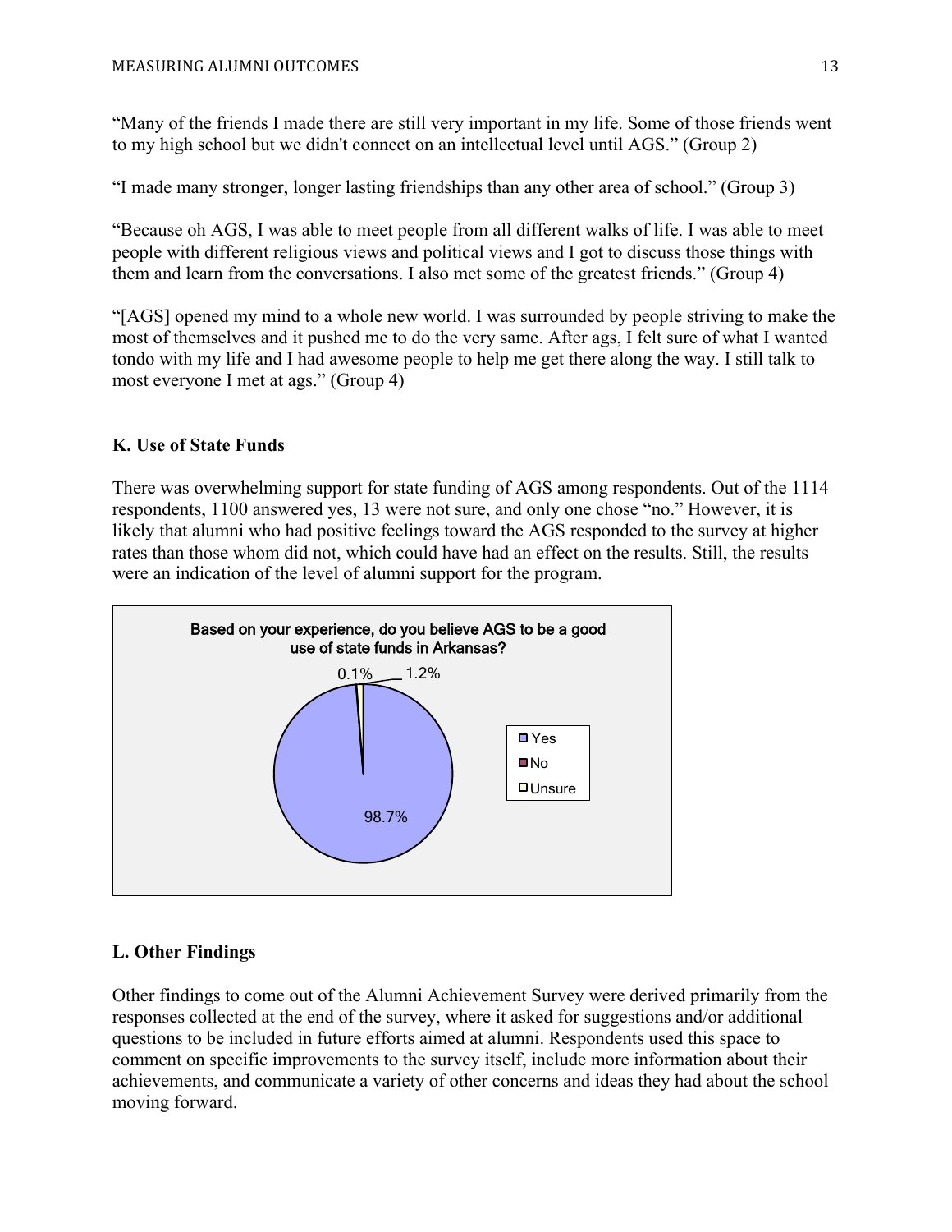"Many of the friends I made there are still very important in my life. Some of those friends went to my high school but we didn't connect on an intellectual level until AGS." (Group 2)

"I made many stronger, longer lasting friendships than any other area of school." (Group 3)

"Because oh AGS, I was able to meet people from all different walks of life. I was able to meet people with different religious views and political views and I got to discuss those things with them and learn from the conversations. I also met some of the greatest friends." (Group 4)

"[AGS] opened my mind to a whole new world. I was surrounded by people striving to make the most of themselves and it pushed me to do the very same. After ags, I felt sure of what I wanted tondo with my life and I had awesome people to help me get there along the way. I still talk to most everyone I met at ags." (Group 4)

### K. Use of State Funds

There was overwhelming support for state funding of AGS among respondents. Out of the 1114 respondents, 1100 answered yes, 13 were not sure, and only one chose "no." However, it is likely that alumni who had positive feelings toward the AGS responded to the survey at higher rates than those whom did not, which could have had an effect on the results. Still, the results were an indication of the level of alumni support for the program.

**Based on your experience, do you believe AGS to be a good use of state funds in Arkansas?**

| Response | Percent |
|---|---|
| Yes | 98.7% |
| No | 0.1% |
| Unsure | 1.2% |

### L. Other Findings

Other findings to come out of the Alumni Achievement Survey were derived primarily from the responses collected at the end of the survey, where it asked for suggestions and/or additional questions to be included in future efforts aimed at alumni. Respondents used this space to comment on specific improvements to the survey itself, include more information about their achievements, and communicate a variety of other concerns and ideas they had about the school moving forward.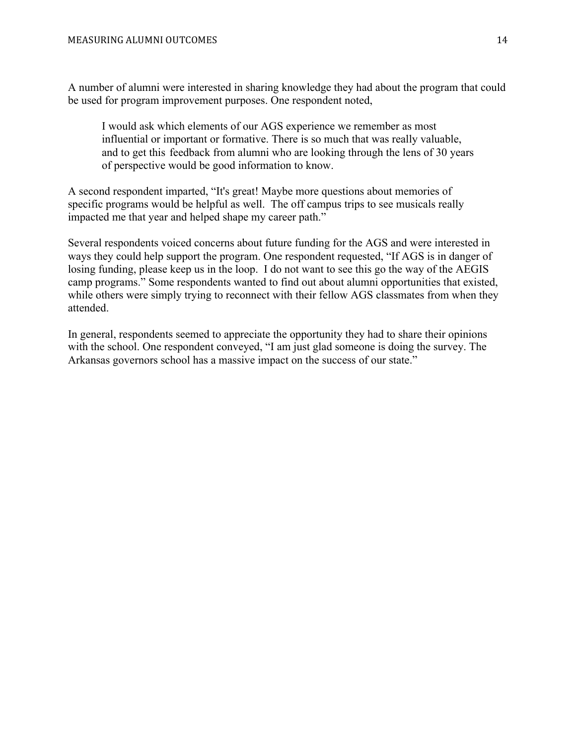A number of alumni were interested in sharing knowledge they had about the program that could be used for program improvement purposes. One respondent noted,

> I would ask which elements of our AGS experience we remember as most influential or important or formative. There is so much that was really valuable, and to get this feedback from alumni who are looking through the lens of 30 years of perspective would be good information to know.

A second respondent imparted, "It's great! Maybe more questions about memories of specific programs would be helpful as well. The off campus trips to see musicals really impacted me that year and helped shape my career path."

Several respondents voiced concerns about future funding for the AGS and were interested in ways they could help support the program. One respondent requested, "If AGS is in danger of losing funding, please keep us in the loop. I do not want to see this go the way of the AEGIS camp programs." Some respondents wanted to find out about alumni opportunities that existed, while others were simply trying to reconnect with their fellow AGS classmates from when they attended.

In general, respondents seemed to appreciate the opportunity they had to share their opinions with the school. One respondent conveyed, "I am just glad someone is doing the survey. The Arkansas governors school has a massive impact on the success of our state."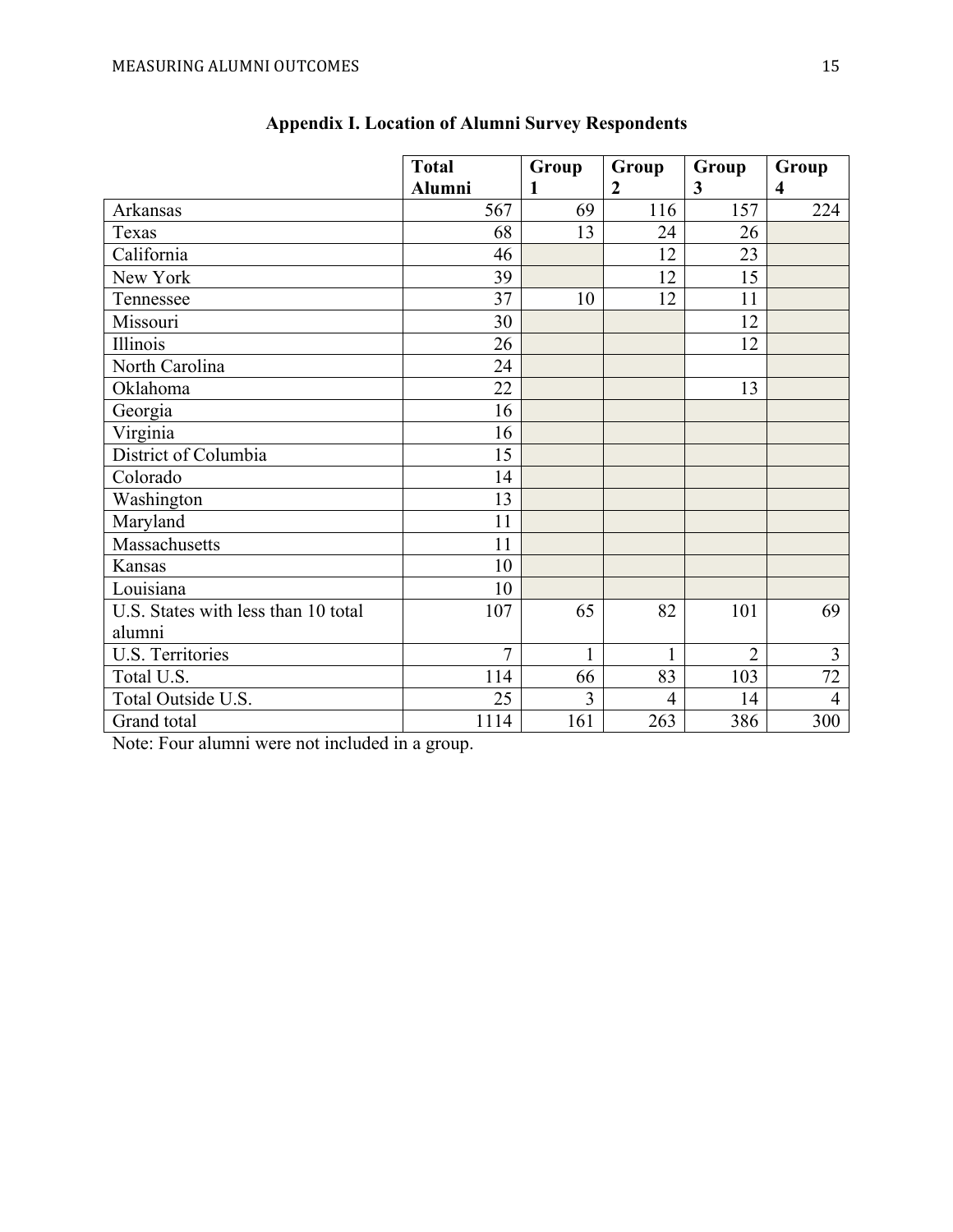**Appendix I. Location of Alumni Survey Respondents**

| | Total Alumni | Group 1 | Group 2 | Group 3 | Group 4 |
|---|---|---|---|---|---|
| Arkansas | 567 | 69 | 116 | 157 | 224 |
| Texas | 68 | 13 | 24 | 26 | |
| California | 46 | | 12 | 23 | |
| New York | 39 | | 12 | 15 | |
| Tennessee | 37 | 10 | 12 | 11 | |
| Missouri | 30 | | | 12 | |
| Illinois | 26 | | | 12 | |
| North Carolina | 24 | | | | |
| Oklahoma | 22 | | | 13 | |
| Georgia | 16 | | | | |
| Virginia | 16 | | | | |
| District of Columbia | 15 | | | | |
| Colorado | 14 | | | | |
| Washington | 13 | | | | |
| Maryland | 11 | | | | |
| Massachusetts | 11 | | | | |
| Kansas | 10 | | | | |
| Louisiana | 10 | | | | |
| U.S. States with less than 10 total alumni | 107 | 65 | 82 | 101 | 69 |
| U.S. Territories | 7 | 1 | 1 | 2 | 3 |
| Total U.S. | 114 | 66 | 83 | 103 | 72 |
| Total Outside U.S. | 25 | 3 | 4 | 14 | 4 |
| Grand total | 1114 | 161 | 263 | 386 | 300 |

Note: Four alumni were not included in a group.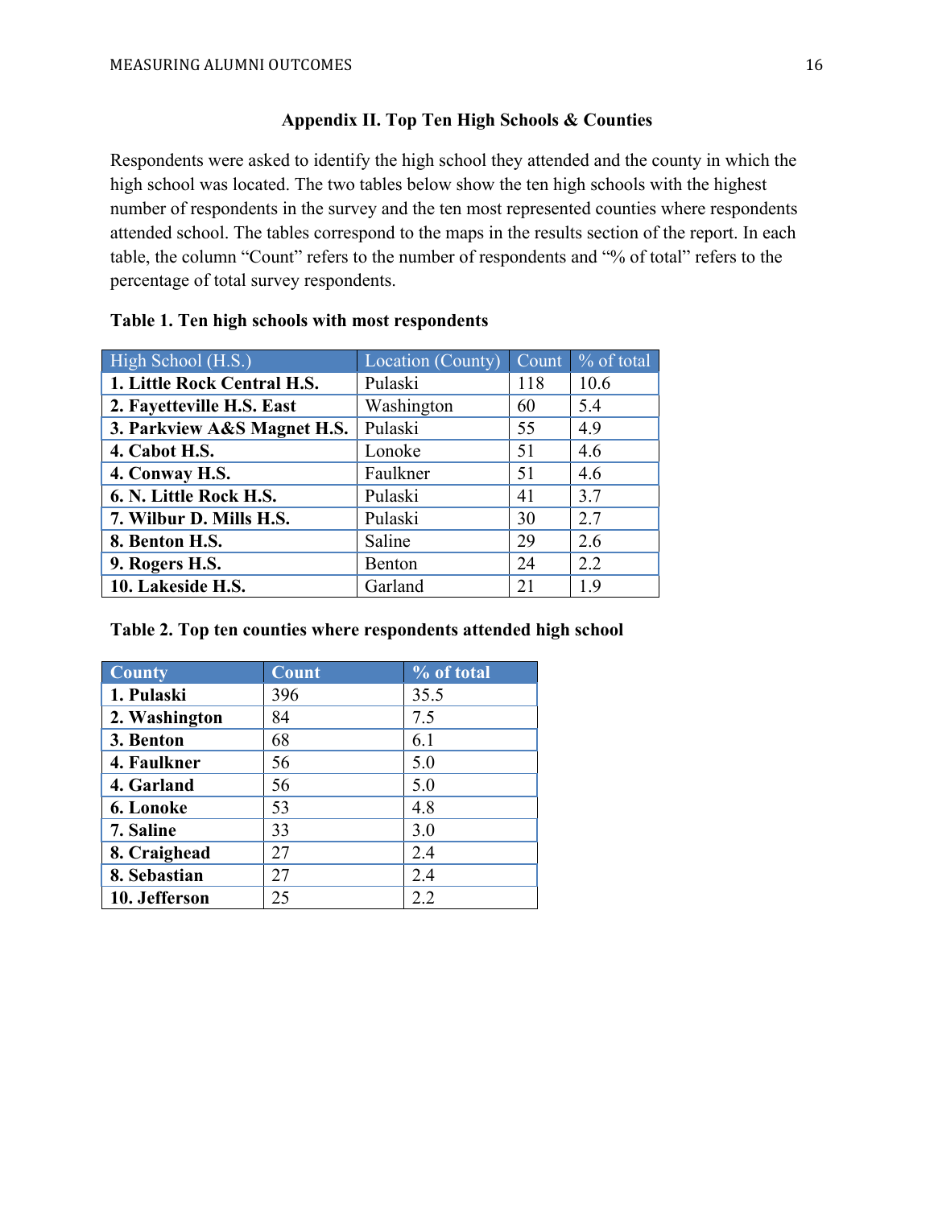## Appendix II. Top Ten High Schools & Counties

Respondents were asked to identify the high school they attended and the county in which the high school was located. The two tables below show the ten high schools with the highest number of respondents in the survey and the ten most represented counties where respondents attended school. The tables correspond to the maps in the results section of the report. In each table, the column "Count" refers to the number of respondents and "% of total" refers to the percentage of total survey respondents.

**Table 1. Ten high schools with most respondents**

| High School (H.S.) | Location (County) | Count | % of total |
|---|---|---|---|
| **1. Little Rock Central H.S.** | Pulaski | 118 | 10.6 |
| **2. Fayetteville H.S. East** | Washington | 60 | 5.4 |
| **3. Parkview A&S Magnet H.S.** | Pulaski | 55 | 4.9 |
| **4. Cabot H.S.** | Lonoke | 51 | 4.6 |
| **4. Conway H.S.** | Faulkner | 51 | 4.6 |
| **6. N. Little Rock H.S.** | Pulaski | 41 | 3.7 |
| **7. Wilbur D. Mills H.S.** | Pulaski | 30 | 2.7 |
| **8. Benton H.S.** | Saline | 29 | 2.6 |
| **9. Rogers H.S.** | Benton | 24 | 2.2 |
| **10. Lakeside H.S.** | Garland | 21 | 1.9 |

**Table 2. Top ten counties where respondents attended high school**

| County | Count | % of total |
|---|---|---|
| **1. Pulaski** | 396 | 35.5 |
| **2. Washington** | 84 | 7.5 |
| **3. Benton** | 68 | 6.1 |
| **4. Faulkner** | 56 | 5.0 |
| **4. Garland** | 56 | 5.0 |
| **6. Lonoke** | 53 | 4.8 |
| **7. Saline** | 33 | 3.0 |
| **8. Craighead** | 27 | 2.4 |
| **8. Sebastian** | 27 | 2.4 |
| **10. Jefferson** | 25 | 2.2 |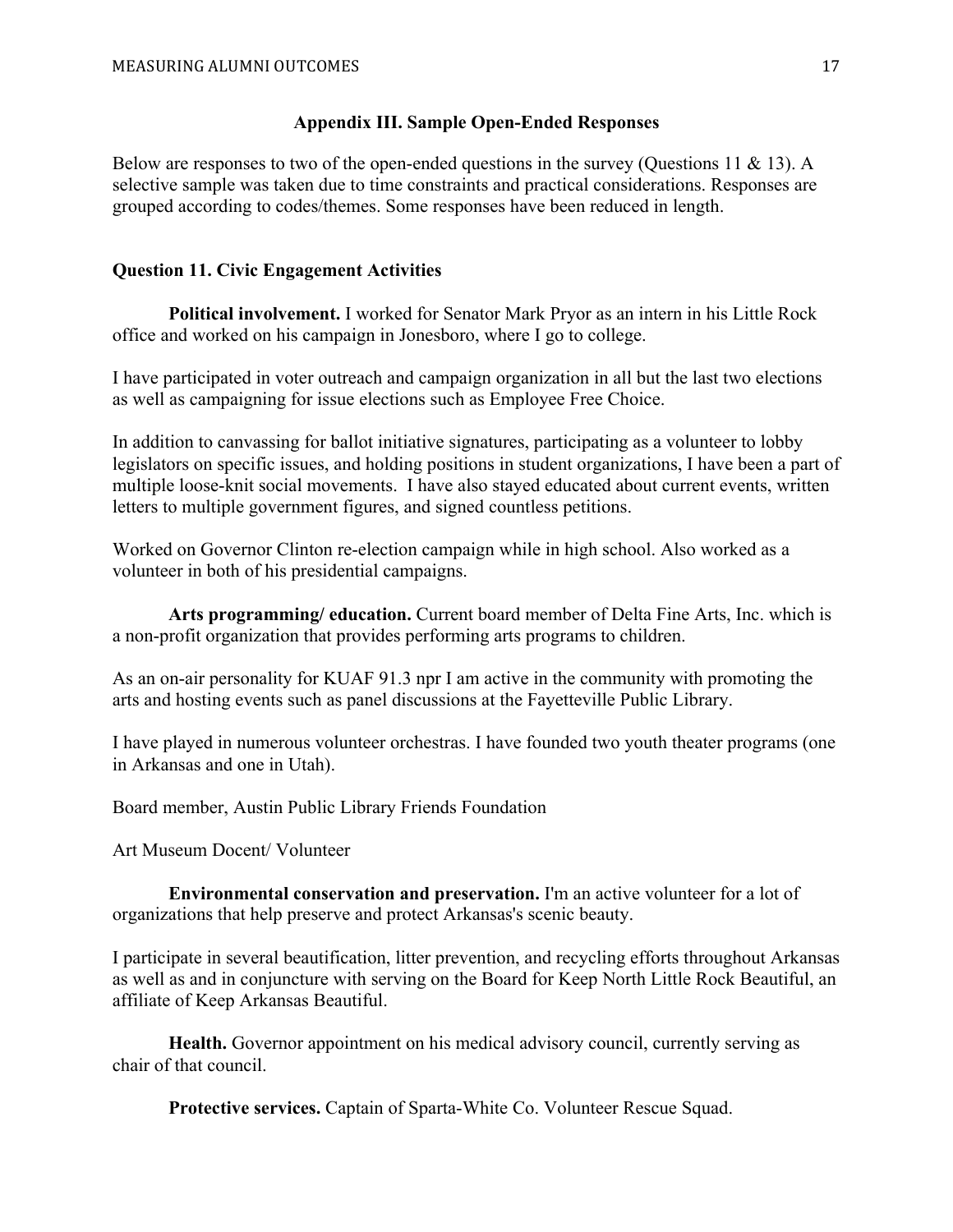## Appendix III. Sample Open-Ended Responses

Below are responses to two of the open-ended questions in the survey (Questions 11 & 13). A selective sample was taken due to time constraints and practical considerations. Responses are grouped according to codes/themes. Some responses have been reduced in length.

### Question 11. Civic Engagement Activities

**Political involvement.** I worked for Senator Mark Pryor as an intern in his Little Rock office and worked on his campaign in Jonesboro, where I go to college.

I have participated in voter outreach and campaign organization in all but the last two elections as well as campaigning for issue elections such as Employee Free Choice.

In addition to canvassing for ballot initiative signatures, participating as a volunteer to lobby legislators on specific issues, and holding positions in student organizations, I have been a part of multiple loose-knit social movements. I have also stayed educated about current events, written letters to multiple government figures, and signed countless petitions.

Worked on Governor Clinton re-election campaign while in high school. Also worked as a volunteer in both of his presidential campaigns.

**Arts programming/ education.** Current board member of Delta Fine Arts, Inc. which is a non-profit organization that provides performing arts programs to children.

As an on-air personality for KUAF 91.3 npr I am active in the community with promoting the arts and hosting events such as panel discussions at the Fayetteville Public Library.

I have played in numerous volunteer orchestras. I have founded two youth theater programs (one in Arkansas and one in Utah).

Board member, Austin Public Library Friends Foundation

Art Museum Docent/ Volunteer

**Environmental conservation and preservation.** I'm an active volunteer for a lot of organizations that help preserve and protect Arkansas's scenic beauty.

I participate in several beautification, litter prevention, and recycling efforts throughout Arkansas as well as and in conjuncture with serving on the Board for Keep North Little Rock Beautiful, an affiliate of Keep Arkansas Beautiful.

**Health.** Governor appointment on his medical advisory council, currently serving as chair of that council.

**Protective services.** Captain of Sparta-White Co. Volunteer Rescue Squad.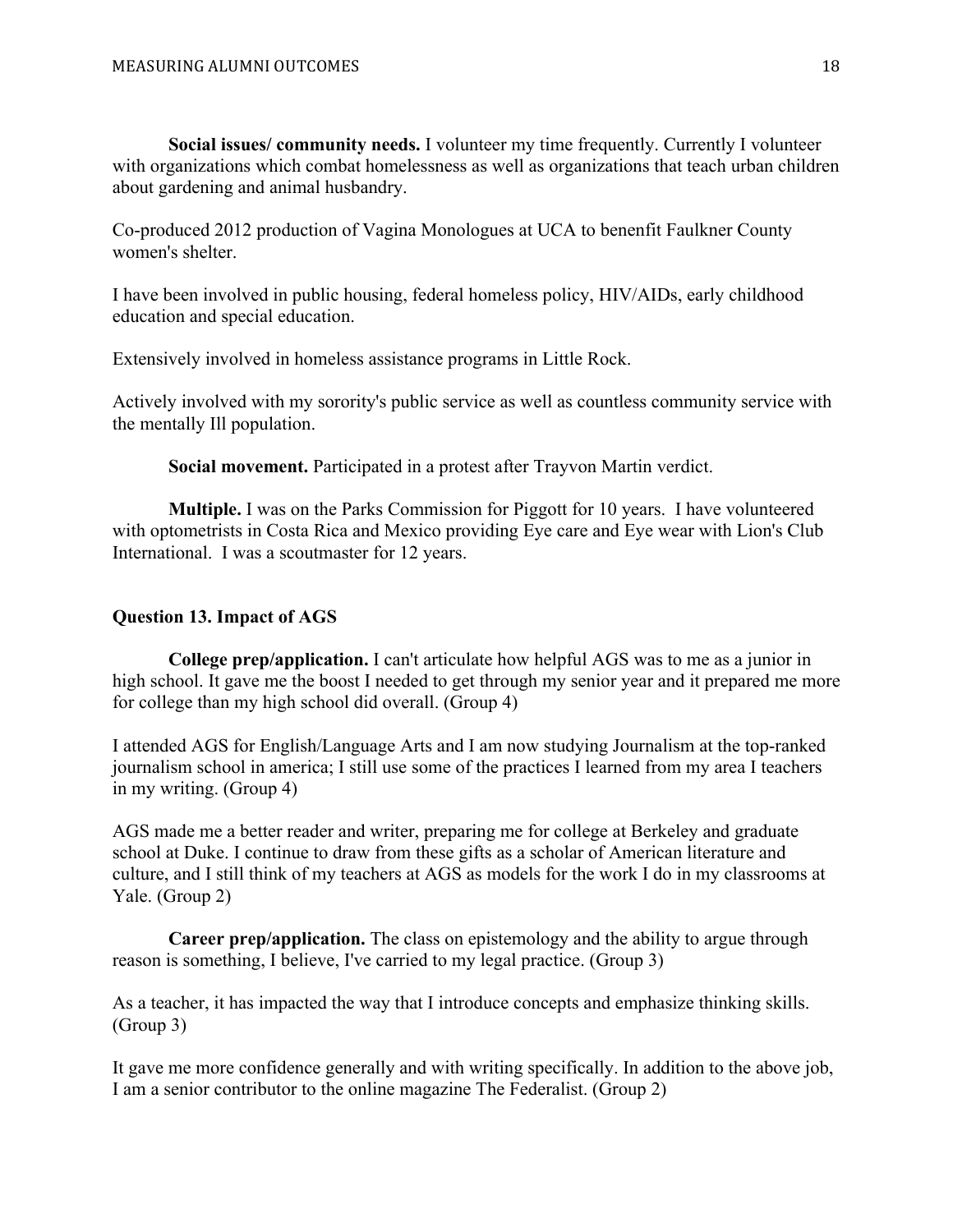**Social issues/ community needs.** I volunteer my time frequently. Currently I volunteer with organizations which combat homelessness as well as organizations that teach urban children about gardening and animal husbandry.

Co-produced 2012 production of Vagina Monologues at UCA to benenfit Faulkner County women's shelter.

I have been involved in public housing, federal homeless policy, HIV/AIDs, early childhood education and special education.

Extensively involved in homeless assistance programs in Little Rock.

Actively involved with my sorority's public service as well as countless community service with the mentally Ill population.

**Social movement.** Participated in a protest after Trayvon Martin verdict.

**Multiple.** I was on the Parks Commission for Piggott for 10 years. I have volunteered with optometrists in Costa Rica and Mexico providing Eye care and Eye wear with Lion's Club International. I was a scoutmaster for 12 years.

### Question 13. Impact of AGS

**College prep/application.** I can't articulate how helpful AGS was to me as a junior in high school. It gave me the boost I needed to get through my senior year and it prepared me more for college than my high school did overall. (Group 4)

I attended AGS for English/Language Arts and I am now studying Journalism at the top-ranked journalism school in america; I still use some of the practices I learned from my area I teachers in my writing. (Group 4)

AGS made me a better reader and writer, preparing me for college at Berkeley and graduate school at Duke. I continue to draw from these gifts as a scholar of American literature and culture, and I still think of my teachers at AGS as models for the work I do in my classrooms at Yale. (Group 2)

**Career prep/application.** The class on epistemology and the ability to argue through reason is something, I believe, I've carried to my legal practice. (Group 3)

As a teacher, it has impacted the way that I introduce concepts and emphasize thinking skills. (Group 3)

It gave me more confidence generally and with writing specifically. In addition to the above job, I am a senior contributor to the online magazine The Federalist. (Group 2)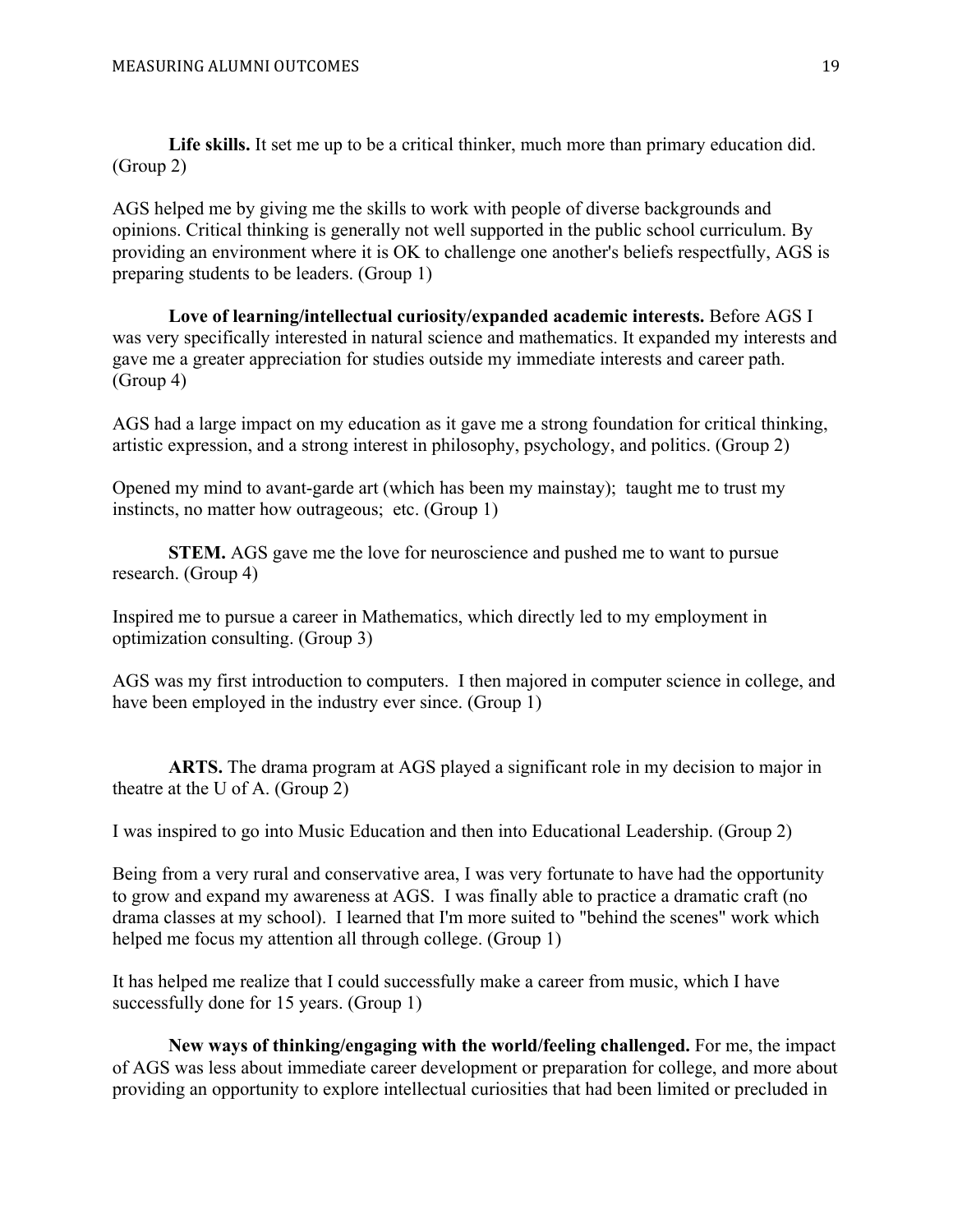**Life skills.** It set me up to be a critical thinker, much more than primary education did. (Group 2)

AGS helped me by giving me the skills to work with people of diverse backgrounds and opinions. Critical thinking is generally not well supported in the public school curriculum. By providing an environment where it is OK to challenge one another's beliefs respectfully, AGS is preparing students to be leaders. (Group 1)

**Love of learning/intellectual curiosity/expanded academic interests.** Before AGS I was very specifically interested in natural science and mathematics. It expanded my interests and gave me a greater appreciation for studies outside my immediate interests and career path. (Group 4)

AGS had a large impact on my education as it gave me a strong foundation for critical thinking, artistic expression, and a strong interest in philosophy, psychology, and politics. (Group 2)

Opened my mind to avant-garde art (which has been my mainstay); taught me to trust my instincts, no matter how outrageous; etc. (Group 1)

**STEM.** AGS gave me the love for neuroscience and pushed me to want to pursue research. (Group 4)

Inspired me to pursue a career in Mathematics, which directly led to my employment in optimization consulting. (Group 3)

AGS was my first introduction to computers. I then majored in computer science in college, and have been employed in the industry ever since. (Group 1)

**ARTS.** The drama program at AGS played a significant role in my decision to major in theatre at the U of A. (Group 2)

I was inspired to go into Music Education and then into Educational Leadership. (Group 2)

Being from a very rural and conservative area, I was very fortunate to have had the opportunity to grow and expand my awareness at AGS. I was finally able to practice a dramatic craft (no drama classes at my school). I learned that I'm more suited to "behind the scenes" work which helped me focus my attention all through college. (Group 1)

It has helped me realize that I could successfully make a career from music, which I have successfully done for 15 years. (Group 1)

**New ways of thinking/engaging with the world/feeling challenged.** For me, the impact of AGS was less about immediate career development or preparation for college, and more about providing an opportunity to explore intellectual curiosities that had been limited or precluded in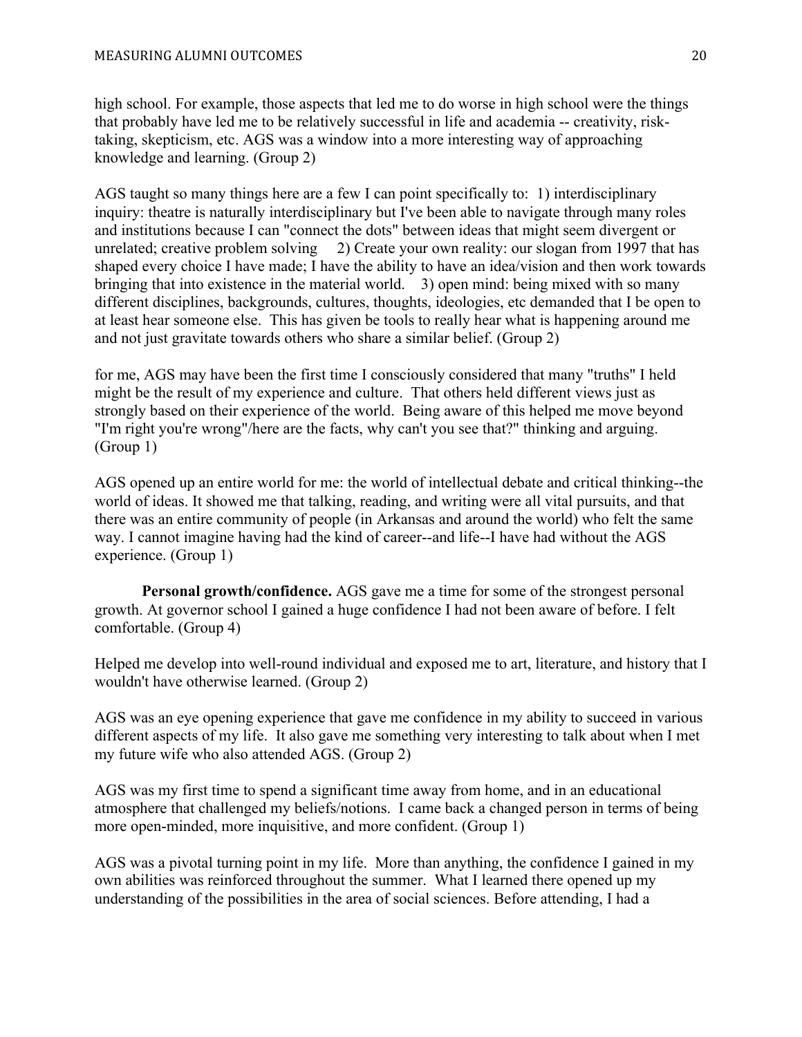high school. For example, those aspects that led me to do worse in high school were the things that probably have led me to be relatively successful in life and academia -- creativity, risk-taking, skepticism, etc. AGS was a window into a more interesting way of approaching knowledge and learning. (Group 2)

AGS taught so many things here are a few I can point specifically to: 1) interdisciplinary inquiry: theatre is naturally interdisciplinary but I've been able to navigate through many roles and institutions because I can "connect the dots" between ideas that might seem divergent or unrelated; creative problem solving 2) Create your own reality: our slogan from 1997 that has shaped every choice I have made; I have the ability to have an idea/vision and then work towards bringing that into existence in the material world. 3) open mind: being mixed with so many different disciplines, backgrounds, cultures, thoughts, ideologies, etc demanded that I be open to at least hear someone else. This has given be tools to really hear what is happening around me and not just gravitate towards others who share a similar belief. (Group 2)

for me, AGS may have been the first time I consciously considered that many "truths" I held might be the result of my experience and culture. That others held different views just as strongly based on their experience of the world. Being aware of this helped me move beyond "I'm right you're wrong"/here are the facts, why can't you see that?" thinking and arguing. (Group 1)

AGS opened up an entire world for me: the world of intellectual debate and critical thinking--the world of ideas. It showed me that talking, reading, and writing were all vital pursuits, and that there was an entire community of people (in Arkansas and around the world) who felt the same way. I cannot imagine having had the kind of career--and life--I have had without the AGS experience. (Group 1)

**Personal growth/confidence.** AGS gave me a time for some of the strongest personal growth. At governor school I gained a huge confidence I had not been aware of before. I felt comfortable. (Group 4)

Helped me develop into well-round individual and exposed me to art, literature, and history that I wouldn't have otherwise learned. (Group 2)

AGS was an eye opening experience that gave me confidence in my ability to succeed in various different aspects of my life. It also gave me something very interesting to talk about when I met my future wife who also attended AGS. (Group 2)

AGS was my first time to spend a significant time away from home, and in an educational atmosphere that challenged my beliefs/notions. I came back a changed person in terms of being more open-minded, more inquisitive, and more confident. (Group 1)

AGS was a pivotal turning point in my life. More than anything, the confidence I gained in my own abilities was reinforced throughout the summer. What I learned there opened up my understanding of the possibilities in the area of social sciences. Before attending, I had a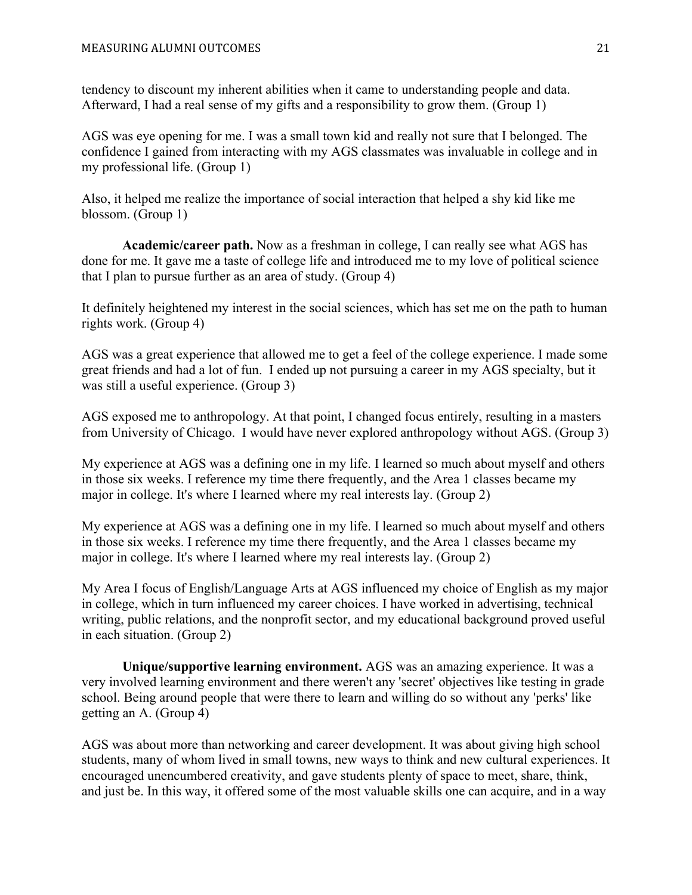tendency to discount my inherent abilities when it came to understanding people and data. Afterward, I had a real sense of my gifts and a responsibility to grow them. (Group 1)

AGS was eye opening for me. I was a small town kid and really not sure that I belonged. The confidence I gained from interacting with my AGS classmates was invaluable in college and in my professional life. (Group 1)

Also, it helped me realize the importance of social interaction that helped a shy kid like me blossom. (Group 1)

**Academic/career path.** Now as a freshman in college, I can really see what AGS has done for me. It gave me a taste of college life and introduced me to my love of political science that I plan to pursue further as an area of study. (Group 4)

It definitely heightened my interest in the social sciences, which has set me on the path to human rights work. (Group 4)

AGS was a great experience that allowed me to get a feel of the college experience. I made some great friends and had a lot of fun. I ended up not pursuing a career in my AGS specialty, but it was still a useful experience. (Group 3)

AGS exposed me to anthropology. At that point, I changed focus entirely, resulting in a masters from University of Chicago. I would have never explored anthropology without AGS. (Group 3)

My experience at AGS was a defining one in my life. I learned so much about myself and others in those six weeks. I reference my time there frequently, and the Area 1 classes became my major in college. It's where I learned where my real interests lay. (Group 2)

My experience at AGS was a defining one in my life. I learned so much about myself and others in those six weeks. I reference my time there frequently, and the Area 1 classes became my major in college. It's where I learned where my real interests lay. (Group 2)

My Area I focus of English/Language Arts at AGS influenced my choice of English as my major in college, which in turn influenced my career choices. I have worked in advertising, technical writing, public relations, and the nonprofit sector, and my educational background proved useful in each situation. (Group 2)

**Unique/supportive learning environment.** AGS was an amazing experience. It was a very involved learning environment and there weren't any 'secret' objectives like testing in grade school. Being around people that were there to learn and willing do so without any 'perks' like getting an A. (Group 4)

AGS was about more than networking and career development. It was about giving high school students, many of whom lived in small towns, new ways to think and new cultural experiences. It encouraged unencumbered creativity, and gave students plenty of space to meet, share, think, and just be. In this way, it offered some of the most valuable skills one can acquire, and in a way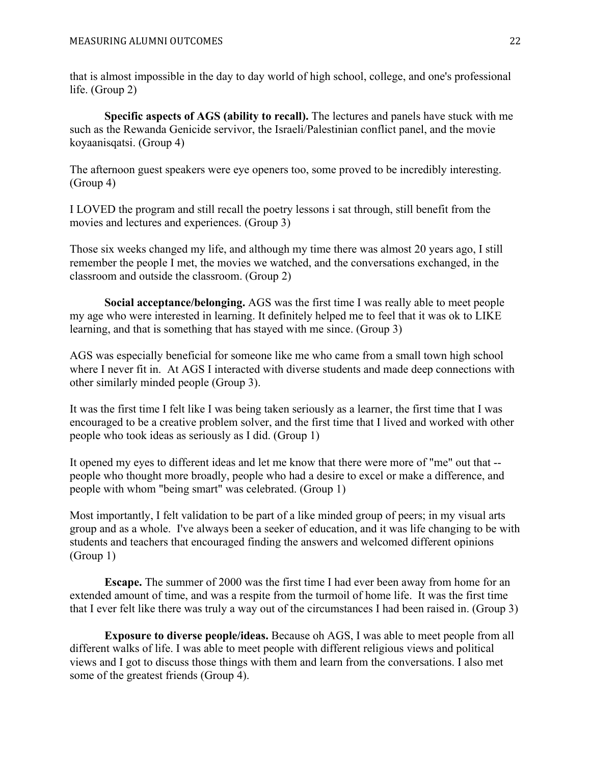that is almost impossible in the day to day world of high school, college, and one's professional life. (Group 2)

**Specific aspects of AGS (ability to recall).** The lectures and panels have stuck with me such as the Rewanda Genicide servivor, the Israeli/Palestinian conflict panel, and the movie koyaanisqatsi. (Group 4)

The afternoon guest speakers were eye openers too, some proved to be incredibly interesting. (Group 4)

I LOVED the program and still recall the poetry lessons i sat through, still benefit from the movies and lectures and experiences. (Group 3)

Those six weeks changed my life, and although my time there was almost 20 years ago, I still remember the people I met, the movies we watched, and the conversations exchanged, in the classroom and outside the classroom. (Group 2)

**Social acceptance/belonging.** AGS was the first time I was really able to meet people my age who were interested in learning. It definitely helped me to feel that it was ok to LIKE learning, and that is something that has stayed with me since. (Group 3)

AGS was especially beneficial for someone like me who came from a small town high school where I never fit in. At AGS I interacted with diverse students and made deep connections with other similarly minded people (Group 3).

It was the first time I felt like I was being taken seriously as a learner, the first time that I was encouraged to be a creative problem solver, and the first time that I lived and worked with other people who took ideas as seriously as I did. (Group 1)

It opened my eyes to different ideas and let me know that there were more of "me" out that -- people who thought more broadly, people who had a desire to excel or make a difference, and people with whom "being smart" was celebrated. (Group 1)

Most importantly, I felt validation to be part of a like minded group of peers; in my visual arts group and as a whole. I've always been a seeker of education, and it was life changing to be with students and teachers that encouraged finding the answers and welcomed different opinions (Group 1)

**Escape.** The summer of 2000 was the first time I had ever been away from home for an extended amount of time, and was a respite from the turmoil of home life. It was the first time that I ever felt like there was truly a way out of the circumstances I had been raised in. (Group 3)

**Exposure to diverse people/ideas.** Because oh AGS, I was able to meet people from all different walks of life. I was able to meet people with different religious views and political views and I got to discuss those things with them and learn from the conversations. I also met some of the greatest friends (Group 4).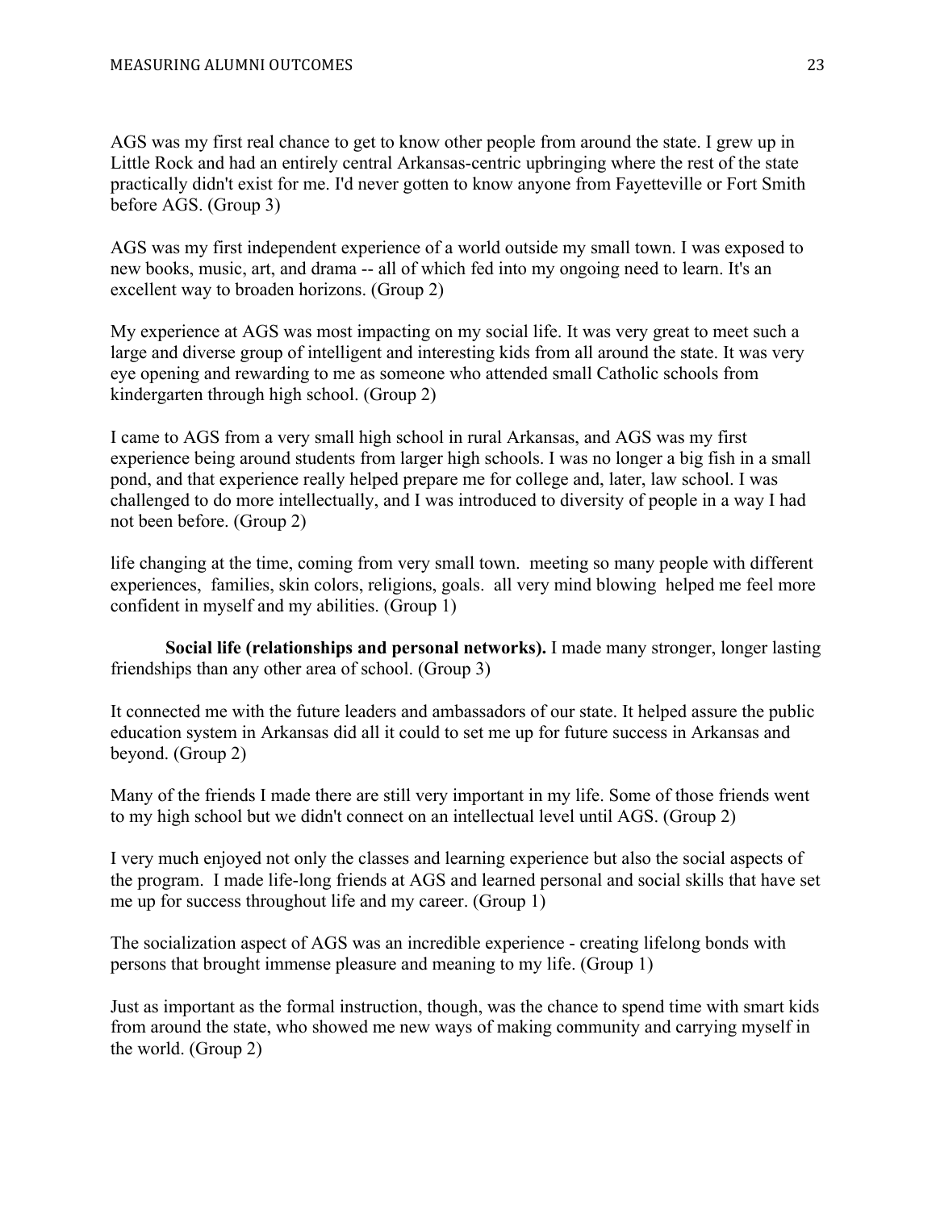AGS was my first real chance to get to know other people from around the state. I grew up in Little Rock and had an entirely central Arkansas-centric upbringing where the rest of the state practically didn't exist for me. I'd never gotten to know anyone from Fayetteville or Fort Smith before AGS. (Group 3)

AGS was my first independent experience of a world outside my small town. I was exposed to new books, music, art, and drama -- all of which fed into my ongoing need to learn. It's an excellent way to broaden horizons. (Group 2)

My experience at AGS was most impacting on my social life. It was very great to meet such a large and diverse group of intelligent and interesting kids from all around the state. It was very eye opening and rewarding to me as someone who attended small Catholic schools from kindergarten through high school. (Group 2)

I came to AGS from a very small high school in rural Arkansas, and AGS was my first experience being around students from larger high schools. I was no longer a big fish in a small pond, and that experience really helped prepare me for college and, later, law school. I was challenged to do more intellectually, and I was introduced to diversity of people in a way I had not been before. (Group 2)

life changing at the time, coming from very small town.  meeting so many people with different experiences,  families, skin colors, religions, goals.  all very mind blowing  helped me feel more confident in myself and my abilities. (Group 1)

**Social life (relationships and personal networks).** I made many stronger, longer lasting friendships than any other area of school. (Group 3)

It connected me with the future leaders and ambassadors of our state. It helped assure the public education system in Arkansas did all it could to set me up for future success in Arkansas and beyond. (Group 2)

Many of the friends I made there are still very important in my life. Some of those friends went to my high school but we didn't connect on an intellectual level until AGS. (Group 2)

I very much enjoyed not only the classes and learning experience but also the social aspects of the program.  I made life-long friends at AGS and learned personal and social skills that have set me up for success throughout life and my career. (Group 1)

The socialization aspect of AGS was an incredible experience - creating lifelong bonds with persons that brought immense pleasure and meaning to my life. (Group 1)

Just as important as the formal instruction, though, was the chance to spend time with smart kids from around the state, who showed me new ways of making community and carrying myself in the world. (Group 2)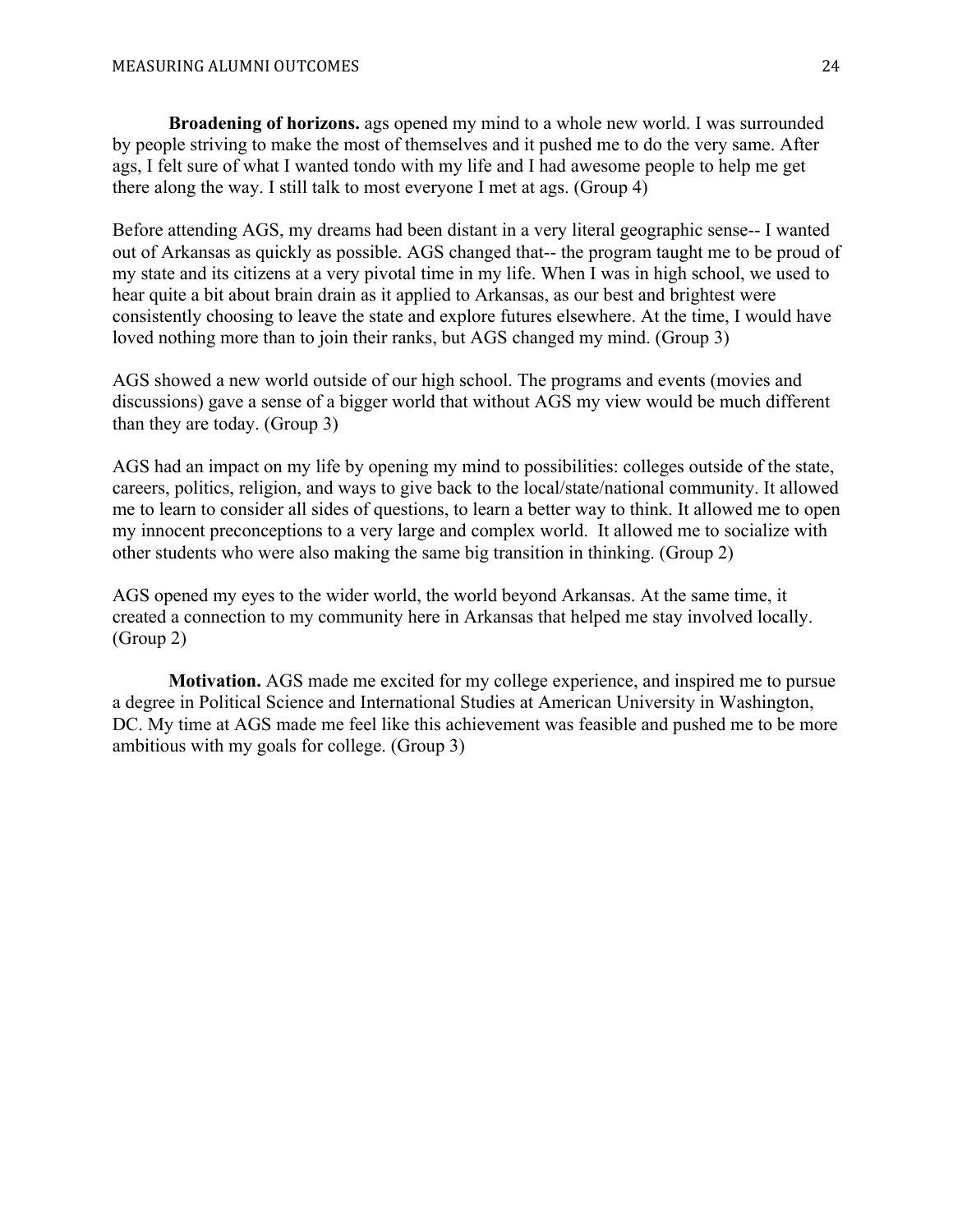**Broadening of horizons.** ags opened my mind to a whole new world. I was surrounded by people striving to make the most of themselves and it pushed me to do the very same. After ags, I felt sure of what I wanted tondo with my life and I had awesome people to help me get there along the way. I still talk to most everyone I met at ags. (Group 4)

Before attending AGS, my dreams had been distant in a very literal geographic sense-- I wanted out of Arkansas as quickly as possible. AGS changed that-- the program taught me to be proud of my state and its citizens at a very pivotal time in my life. When I was in high school, we used to hear quite a bit about brain drain as it applied to Arkansas, as our best and brightest were consistently choosing to leave the state and explore futures elsewhere. At the time, I would have loved nothing more than to join their ranks, but AGS changed my mind. (Group 3)

AGS showed a new world outside of our high school. The programs and events (movies and discussions) gave a sense of a bigger world that without AGS my view would be much different than they are today. (Group 3)

AGS had an impact on my life by opening my mind to possibilities: colleges outside of the state, careers, politics, religion, and ways to give back to the local/state/national community. It allowed me to learn to consider all sides of questions, to learn a better way to think. It allowed me to open my innocent preconceptions to a very large and complex world. It allowed me to socialize with other students who were also making the same big transition in thinking. (Group 2)

AGS opened my eyes to the wider world, the world beyond Arkansas. At the same time, it created a connection to my community here in Arkansas that helped me stay involved locally. (Group 2)

**Motivation.** AGS made me excited for my college experience, and inspired me to pursue a degree in Political Science and International Studies at American University in Washington, DC. My time at AGS made me feel like this achievement was feasible and pushed me to be more ambitious with my goals for college. (Group 3)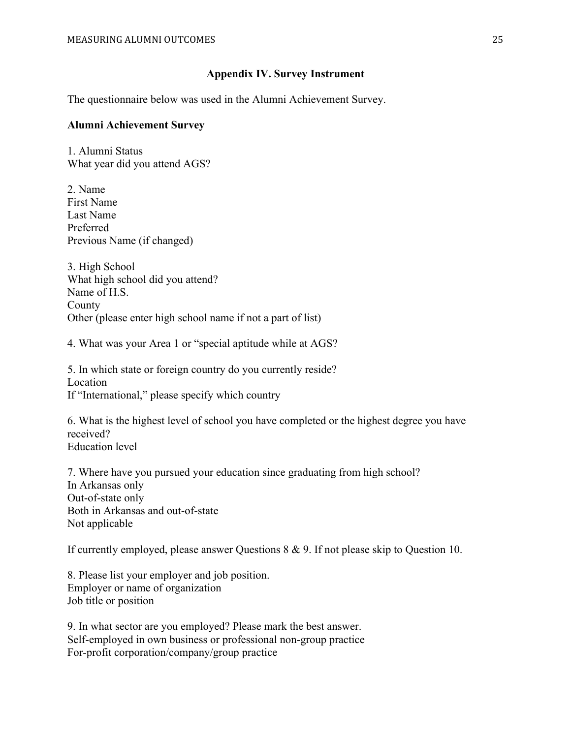## Appendix IV. Survey Instrument

The questionnaire below was used in the Alumni Achievement Survey.

**Alumni Achievement Survey**

1. Alumni Status
What year did you attend AGS?

2. Name
First Name
Last Name
Preferred
Previous Name (if changed)

3. High School
What high school did you attend?
Name of H.S.
County
Other (please enter high school name if not a part of list)

4. What was your Area 1 or "special aptitude while at AGS?

5. In which state or foreign country do you currently reside?
Location
If "International," please specify which country

6. What is the highest level of school you have completed or the highest degree you have received?
Education level

7. Where have you pursued your education since graduating from high school?
In Arkansas only
Out-of-state only
Both in Arkansas and out-of-state
Not applicable

If currently employed, please answer Questions 8 & 9. If not please skip to Question 10.

8. Please list your employer and job position.
Employer or name of organization
Job title or position

9. In what sector are you employed? Please mark the best answer.
Self-employed in own business or professional non-group practice
For-profit corporation/company/group practice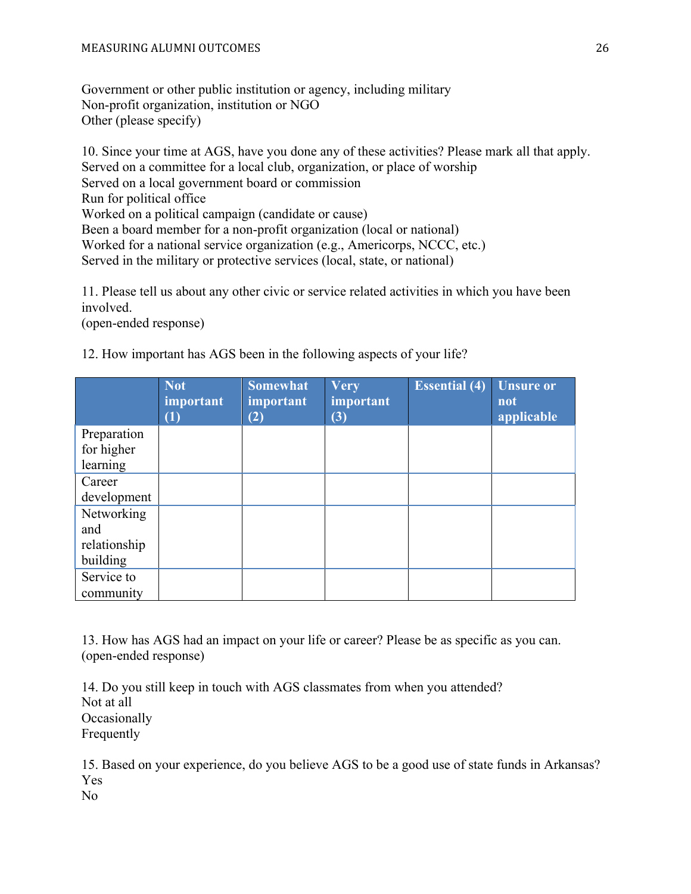Government or other public institution or agency, including military
Non-profit organization, institution or NGO
Other (please specify)

10. Since your time at AGS, have you done any of these activities? Please mark all that apply.
Served on a committee for a local club, organization, or place of worship
Served on a local government board or commission
Run for political office
Worked on a political campaign (candidate or cause)
Been a board member for a non-profit organization (local or national)
Worked for a national service organization (e.g., Americorps, NCCC, etc.)
Served in the military or protective services (local, state, or national)

11. Please tell us about any other civic or service related activities in which you have been involved.
(open-ended response)

12. How important has AGS been in the following aspects of your life?

| | Not important (1) | Somewhat important (2) | Very important (3) | Essential (4) | Unsure or not applicable |
|---|---|---|---|---|---|
| Preparation for higher learning | | | | | |
| Career development | | | | | |
| Networking and relationship building | | | | | |
| Service to community | | | | | |

13. How has AGS had an impact on your life or career? Please be as specific as you can.
(open-ended response)

14. Do you still keep in touch with AGS classmates from when you attended?
Not at all
Occasionally
Frequently

15. Based on your experience, do you believe AGS to be a good use of state funds in Arkansas?
Yes
No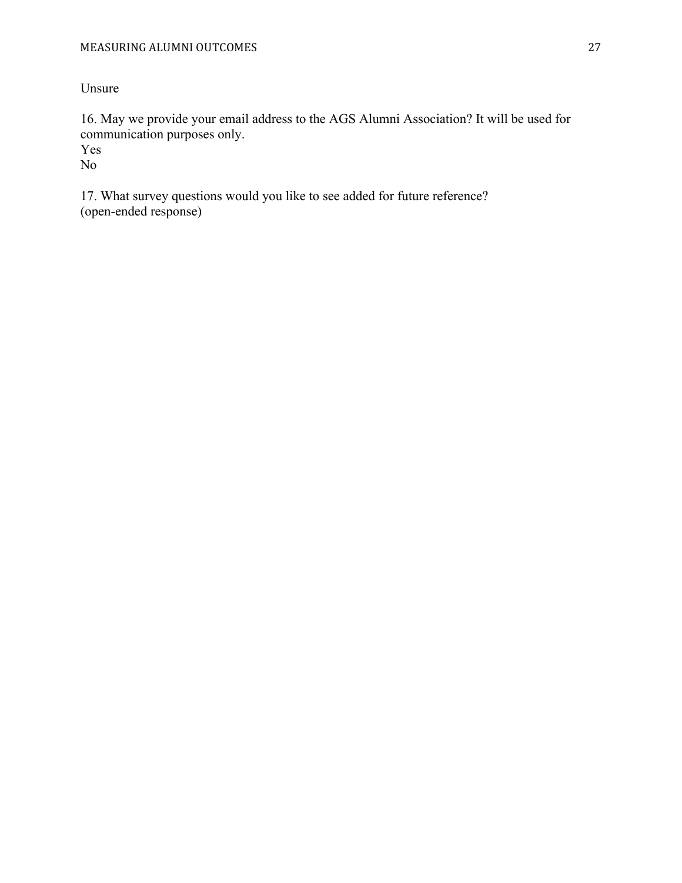Unsure

16. May we provide your email address to the AGS Alumni Association? It will be used for communication purposes only.
Yes
No

17. What survey questions would you like to see added for future reference?
(open-ended response)